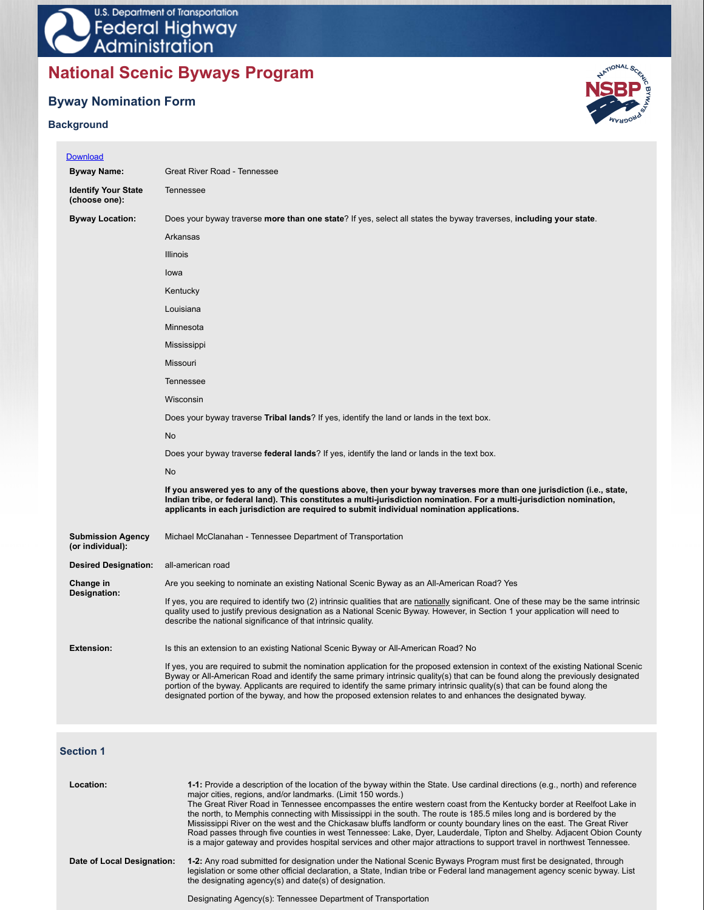U.S. Department of Transportation
Federal Highway Administration

# National Scenic Byways Program

## Byway Nomination Form

### Background

Download

**Byway Name:** Great River Road - Tennessee

**Identify Your State (choose one):** Tennessee

**Byway Location:** Does your byway traverse **more than one state**? If yes, select all states the byway traverses, **including your state**.

Arkansas

Illinois

Iowa

Kentucky

Louisiana

Minnesota

Mississippi

Missouri

Tennessee

Wisconsin

Does your byway traverse **Tribal lands**? If yes, identify the land or lands in the text box.

No

Does your byway traverse **federal lands**? If yes, identify the land or lands in the text box.

No

**If you answered yes to any of the questions above, then your byway traverses more than one jurisdiction (i.e., state, Indian tribe, or federal land). This constitutes a multi-jurisdiction nomination. For a multi-jurisdiction nomination, applicants in each jurisdiction are required to submit individual nomination applications.**

**Submission Agency (or individual):** Michael McClanahan - Tennessee Department of Transportation

**Desired Designation:** all-american road

**Change in Designation:** Are you seeking to nominate an existing National Scenic Byway as an All-American Road? Yes

If yes, you are required to identify two (2) intrinsic qualities that are nationally significant. One of these may be the same intrinsic quality used to justify previous designation as a National Scenic Byway. However, in Section 1 your application will need to describe the national significance of that intrinsic quality.

**Extension:** Is this an extension to an existing National Scenic Byway or All-American Road? No

If yes, you are required to submit the nomination application for the proposed extension in context of the existing National Scenic Byway or All-American Road and identify the same primary intrinsic quality(s) that can be found along the previously designated portion of the byway. Applicants are required to identify the same primary intrinsic quality(s) that can be found along the designated portion of the byway, and how the proposed extension relates to and enhances the designated byway.

### Section 1

**Location:** **1-1:** Provide a description of the location of the byway within the State. Use cardinal directions (e.g., north) and reference major cities, regions, and/or landmarks. (Limit 150 words.)

The Great River Road in Tennessee encompasses the entire western coast from the Kentucky border at Reelfoot Lake in the north, to Memphis connecting with Mississippi in the south. The route is 185.5 miles long and is bordered by the Mississippi River on the west and the Chickasaw bluffs landform or county boundary lines on the east. The Great River Road passes through five counties in west Tennessee: Lake, Dyer, Lauderdale, Tipton and Shelby. Adjacent Obion County is a major gateway and provides hospital services and other major attractions to support travel in northwest Tennessee.

**Date of Local Designation:** **1-2:** Any road submitted for designation under the National Scenic Byways Program must first be designated, through legislation or some other official declaration, a State, Indian tribe or Federal land management agency scenic byway. List the designating agency(s) and date(s) of designation.

Designating Agency(s): Tennessee Department of Transportation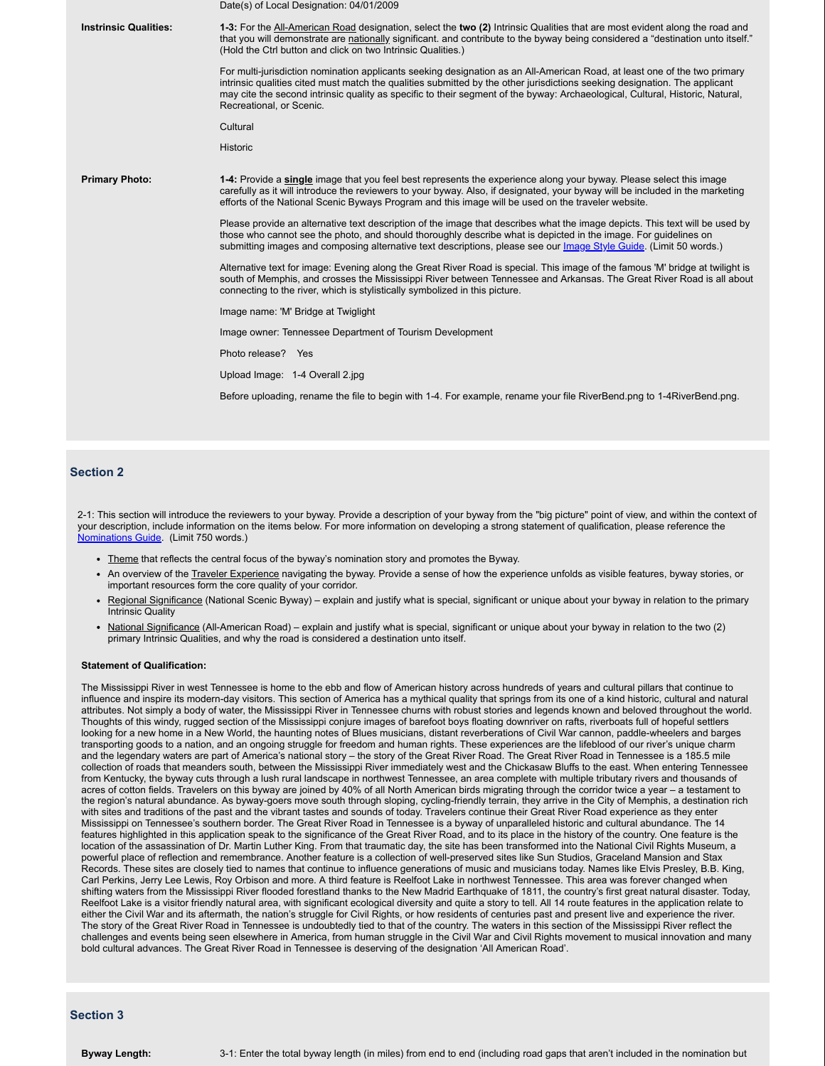Date(s) of Local Designation: 04/01/2009

**Instrinsic Qualities:**

**1-3:** For the All-American Road designation, select the **two (2)** Intrinsic Qualities that are most evident along the road and that you will demonstrate are nationally significant. and contribute to the byway being considered a "destination unto itself." (Hold the Ctrl button and click on two Intrinsic Qualities.)

For multi-jurisdiction nomination applicants seeking designation as an All-American Road, at least one of the two primary intrinsic qualities cited must match the qualities submitted by the other jurisdictions seeking designation. The applicant may cite the second intrinsic quality as specific to their segment of the byway: Archaeological, Cultural, Historic, Natural, Recreational, or Scenic.

Cultural

Historic

**Primary Photo:**

**1-4:** Provide a **single** image that you feel best represents the experience along your byway. Please select this image carefully as it will introduce the reviewers to your byway. Also, if designated, your byway will be included in the marketing efforts of the National Scenic Byways Program and this image will be used on the traveler website.

Please provide an alternative text description of the image that describes what the image depicts. This text will be used by those who cannot see the photo, and should thoroughly describe what is depicted in the image. For guidelines on submitting images and composing alternative text descriptions, please see our Image Style Guide. (Limit 50 words.)

Alternative text for image: Evening along the Great River Road is special. This image of the famous 'M' bridge at twilight is south of Memphis, and crosses the Mississippi River between Tennessee and Arkansas. The Great River Road is all about connecting to the river, which is stylistically symbolized in this picture.

Image name: 'M' Bridge at Twiglight

Image owner: Tennessee Department of Tourism Development

Photo release? Yes

Upload Image: 1-4 Overall 2.jpg

Before uploading, rename the file to begin with 1-4. For example, rename your file RiverBend.png to 1-4RiverBend.png.

## Section 2

2-1: This section will introduce the reviewers to your byway. Provide a description of your byway from the "big picture" point of view, and within the context of your description, include information on the items below. For more information on developing a strong statement of qualification, please reference the Nominations Guide. (Limit 750 words.)

- Theme that reflects the central focus of the byway's nomination story and promotes the Byway.
- An overview of the Traveler Experience navigating the byway. Provide a sense of how the experience unfolds as visible features, byway stories, or important resources form the core quality of your corridor.
- Regional Significance (National Scenic Byway) – explain and justify what is special, significant or unique about your byway in relation to the primary Intrinsic Quality
- National Significance (All-American Road) – explain and justify what is special, significant or unique about your byway in relation to the two (2) primary Intrinsic Qualities, and why the road is considered a destination unto itself.

**Statement of Qualification:**

The Mississippi River in west Tennessee is home to the ebb and flow of American history across hundreds of years and cultural pillars that continue to influence and inspire its modern-day visitors. This section of America has a mythical quality that springs from its one of a kind historic, cultural and natural attributes. Not simply a body of water, the Mississippi River in Tennessee churns with robust stories and legends known and beloved throughout the world. Thoughts of this windy, rugged section of the Mississippi conjure images of barefoot boys floating downriver on rafts, riverboats full of hopeful settlers looking for a new home in a New World, the haunting notes of Blues musicians, distant reverberations of Civil War cannon, paddle-wheelers and barges transporting goods to a nation, and an ongoing struggle for freedom and human rights. These experiences are the lifeblood of our river's unique charm and the legendary waters are part of America's national story – the story of the Great River Road. The Great River Road in Tennessee is a 185.5 mile collection of roads that meanders south, between the Mississippi River immediately west and the Chickasaw Bluffs to the east. When entering Tennessee from Kentucky, the byway cuts through a lush rural landscape in northwest Tennessee, an area complete with multiple tributary rivers and thousands of acres of cotton fields. Travelers on this byway are joined by 40% of all North American birds migrating through the corridor twice a year – a testament to the region's natural abundance. As byway-goers move south through sloping, cycling-friendly terrain, they arrive in the City of Memphis, a destination rich with sites and traditions of the past and the vibrant tastes and sounds of today. Travelers continue their Great River Road experience as they enter Mississippi on Tennessee's southern border. The Great River Road in Tennessee is a byway of unparalleled historic and cultural abundance. The 14 features highlighted in this application speak to the significance of the Great River Road, and to its place in the history of the country. One feature is the location of the assassination of Dr. Martin Luther King. From that traumatic day, the site has been transformed into the National Civil Rights Museum, a powerful place of reflection and remembrance. Another feature is a collection of well-preserved sites like Sun Studios, Graceland Mansion and Stax Records. These sites are closely tied to names that continue to influence generations of music and musicians today. Names like Elvis Presley, B.B. King, Carl Perkins, Jerry Lee Lewis, Roy Orbison and more. A third feature is Reelfoot Lake in northwest Tennessee. This area was forever changed when shifting waters from the Mississippi River flooded forestland thanks to the New Madrid Earthquake of 1811, the country's first great natural disaster. Today, Reelfoot Lake is a visitor friendly natural area, with significant ecological diversity and quite a story to tell. All 14 route features in the application relate to either the Civil War and its aftermath, the nation's struggle for Civil Rights, or how residents of centuries past and present live and experience the river. The story of the Great River Road in Tennessee is undoubtedly tied to that of the country. The waters in this section of the Mississippi River reflect the challenges and events being seen elsewhere in America, from human struggle in the Civil War and Civil Rights movement to musical innovation and many bold cultural advances. The Great River Road in Tennessee is deserving of the designation 'All American Road'.

## Section 3

**Byway Length:**

3-1: Enter the total byway length (in miles) from end to end (including road gaps that aren't included in the nomination but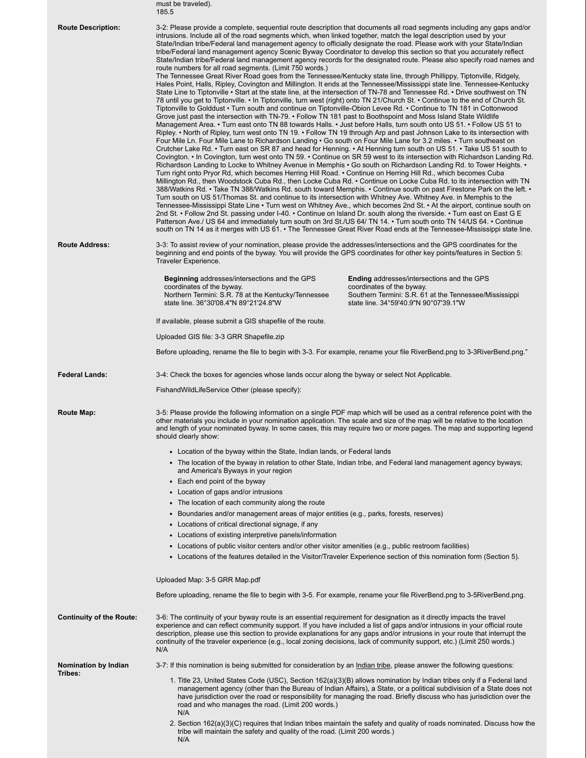must be traveled).
185.5

**Route Description:**

3-2: Please provide a complete, sequential route description that documents all road segments including any gaps and/or intrusions. Include all of the road segments which, when linked together, match the legal description used by your State/Indian tribe/Federal land management agency to officially designate the road. Please work with your State/Indian tribe/Federal land management agency Scenic Byway Coordinator to develop this section so that you accurately reflect State/Indian tribe/Federal land management agency records for the designated route. Please also specify road names and route numbers for all road segments. (Limit 750 words.)

The Tennessee Great River Road goes from the Tennessee/Kentucky state line, through Phillippy, Tiptonville, Ridgely, Hales Point, Halls, Ripley, Covington and Millington. It ends at the Tennessee/Mississippi state line. Tennessee-Kentucky State Line to Tiptonville • Start at the state line, at the intersection of TN-78 and Tennessee Rd. • Drive southwest on TN 78 until you get to Tiptonville. • In Tiptonville, turn west (right) onto TN 21/Church St. • Continue to the end of Church St. Tiptonville to Golddust • Turn south and continue on Tiptonville-Obion Levee Rd. • Continue to TN 181 in Cottonwood Grove just past the intersection with TN-79. • Follow TN 181 past to Boothspoint and Moss Island State Wildlife Management Area. • Turn east onto TN 88 towards Halls. • Just before Halls, turn south onto US 51. • Follow US 51 to Ripley. • North of Ripley, turn west onto TN 19. • Follow TN 19 through Arp and past Johnson Lake to its intersection with Four Mile Ln. Four Mile Lane to Richardson Landing • Go south on Four Mile Lane for 3.2 miles. • Turn southeast on Crutcher Lake Rd. • Turn east on SR 87 and head for Henning. • At Henning turn south on US 51. • Take US 51 south to Covington. • In Covington, turn west onto TN 59. • Continue on SR 59 west to its intersection with Richardson Landing Rd. Richardson Landing to Locke to Whitney Avenue in Memphis • Go south on Richardson Landing Rd. to Tower Heights. • Turn right onto Pryor Rd, which becomes Herring Hill Road. • Continue on Herring Hill Rd., which becomes Cuba Millington Rd., then Woodstock Cuba Rd., then Locke Cuba Rd. • Continue on Locke Cuba Rd. to its intersection with TN 388/Watkins Rd. • Take TN 388/Watkins Rd. south toward Memphis. • Continue south on past Firestone Park on the left. • Turn south on US 51/Thomas St. and continue to its intersection with Whitney Ave. Whitney Ave. in Memphis to the Tennessee-Mississippi State Line • Turn west on Whitney Ave., which becomes 2nd St. • At the airport, continue south on 2nd St. • Follow 2nd St. passing under I-40. • Continue on Island Dr. south along the riverside. • Turn east on East G E Patterson Ave./ US 64 and immediately turn south on 3rd St./US 64/ TN 14. • Turn south onto TN 14/US 64. • Continue south on TN 14 as it merges with US 61. • The Tennessee Great River Road ends at the Tennessee-Mississippi state line.

**Route Address:**

3-3: To assist review of your nomination, please provide the addresses/intersections and the GPS coordinates for the beginning and end points of the byway. You will provide the GPS coordinates for other key points/features in Section 5: Traveler Experience.

**Beginning** addresses/intersections and the GPS coordinates of the byway.
Northern Termini: S.R. 78 at the Kentucky/Tennessee state line. 36°30'08.4"N 89°21'24.8"W

**Ending** addresses/intersections and the GPS coordinates of the byway.
Southern Termini: S.R. 61 at the Tennessee/Mississippi state line. 34°59'40.9"N 90°07'39.1"W

If available, please submit a GIS shapefile of the route.

Uploaded GIS file: 3-3 GRR Shapefile.zip

Before uploading, rename the file to begin with 3-3. For example, rename your file RiverBend.png to 3-3RiverBend.png."

**Federal Lands:**

3-4: Check the boxes for agencies whose lands occur along the byway or select Not Applicable.

FishandWildLifeService Other (please specify):

**Route Map:**

3-5: Please provide the following information on a single PDF map which will be used as a central reference point with the other materials you include in your nomination application. The scale and size of the map will be relative to the location and length of your nominated byway. In some cases, this may require two or more pages. The map and supporting legend should clearly show:

- Location of the byway within the State, Indian lands, or Federal lands
- The location of the byway in relation to other State, Indian tribe, and Federal land management agency byways; and America's Byways in your region
- Each end point of the byway
- Location of gaps and/or intrusions
- The location of each community along the route
- Boundaries and/or management areas of major entities (e.g., parks, forests, reserves)
- Locations of critical directional signage, if any
- Locations of existing interpretive panels/information
- Locations of public visitor centers and/or other visitor amenities (e.g., public restroom facilities)
- Locations of the features detailed in the Visitor/Traveler Experience section of this nomination form (Section 5).

Uploaded Map: 3-5 GRR Map.pdf

Before uploading, rename the file to begin with 3-5. For example, rename your file RiverBend.png to 3-5RiverBend.png.

**Continuity of the Route:**

3-6: The continuity of your byway route is an essential requirement for designation as it directly impacts the travel experience and can reflect community support. If you have included a list of gaps and/or intrusions in your official route description, please use this section to provide explanations for any gaps and/or intrusions in your route that interrupt the continuity of the traveler experience (e.g., local zoning decisions, lack of community support, etc.) (Limit 250 words.)
N/A

**Nomination by Indian Tribes:**

3-7: If this nomination is being submitted for consideration by an Indian tribe, please answer the following questions:

1. Title 23, United States Code (USC), Section 162(a)(3)(B) allows nomination by Indian tribes only if a Federal land management agency (other than the Bureau of Indian Affairs), a State, or a political subdivision of a State does not have jurisdiction over the road or responsibility for managing the road. Briefly discuss who has jurisdiction over the road and who manages the road. (Limit 200 words.)
   N/A
2. Section 162(a)(3)(C) requires that Indian tribes maintain the safety and quality of roads nominated. Discuss how the tribe will maintain the safety and quality of the road. (Limit 200 words.)
   N/A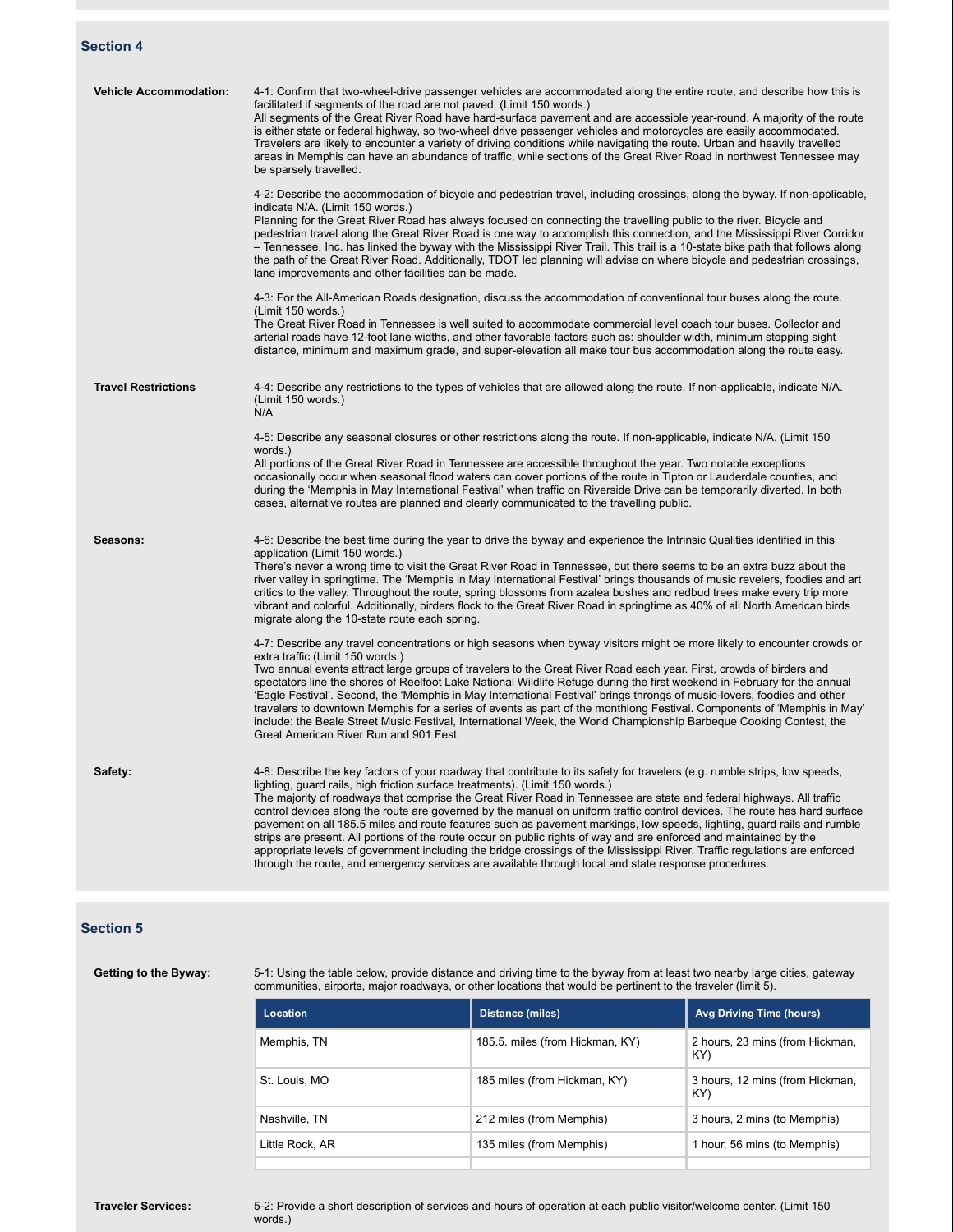## Section 4

**Vehicle Accommodation:**

4-1: Confirm that two-wheel-drive passenger vehicles are accommodated along the entire route, and describe how this is facilitated if segments of the road are not paved. (Limit 150 words.)
All segments of the Great River Road have hard-surface pavement and are accessible year-round. A majority of the route is either state or federal highway, so two-wheel drive passenger vehicles and motorcycles are easily accommodated. Travelers are likely to encounter a variety of driving conditions while navigating the route. Urban and heavily travelled areas in Memphis can have an abundance of traffic, while sections of the Great River Road in northwest Tennessee may be sparsely travelled.

4-2: Describe the accommodation of bicycle and pedestrian travel, including crossings, along the byway. If non-applicable, indicate N/A. (Limit 150 words.)
Planning for the Great River Road has always focused on connecting the travelling public to the river. Bicycle and pedestrian travel along the Great River Road is one way to accomplish this connection, and the Mississippi River Corridor – Tennessee, Inc. has linked the byway with the Mississippi River Trail. This trail is a 10-state bike path that follows along the path of the Great River Road. Additionally, TDOT led planning will advise on where bicycle and pedestrian crossings, lane improvements and other facilities can be made.

4-3: For the All-American Roads designation, discuss the accommodation of conventional tour buses along the route. (Limit 150 words.)
The Great River Road in Tennessee is well suited to accommodate commercial level coach tour buses. Collector and arterial roads have 12-foot lane widths, and other favorable factors such as: shoulder width, minimum stopping sight distance, minimum and maximum grade, and super-elevation all make tour bus accommodation along the route easy.

**Travel Restrictions**

4-4: Describe any restrictions to the types of vehicles that are allowed along the route. If non-applicable, indicate N/A. (Limit 150 words.)
N/A

4-5: Describe any seasonal closures or other restrictions along the route. If non-applicable, indicate N/A. (Limit 150 words.)
All portions of the Great River Road in Tennessee are accessible throughout the year. Two notable exceptions occasionally occur when seasonal flood waters can cover portions of the route in Tipton or Lauderdale counties, and during the 'Memphis in May International Festival' when traffic on Riverside Drive can be temporarily diverted. In both cases, alternative routes are planned and clearly communicated to the travelling public.

**Seasons:**

4-6: Describe the best time during the year to drive the byway and experience the Intrinsic Qualities identified in this application (Limit 150 words.)
There's never a wrong time to visit the Great River Road in Tennessee, but there seems to be an extra buzz about the river valley in springtime. The 'Memphis in May International Festival' brings thousands of music revelers, foodies and art critics to the valley. Throughout the route, spring blossoms from azalea bushes and redbud trees make every trip more vibrant and colorful. Additionally, birders flock to the Great River Road in springtime as 40% of all North American birds migrate along the 10-state route each spring.

4-7: Describe any travel concentrations or high seasons when byway visitors might be more likely to encounter crowds or extra traffic (Limit 150 words.)
Two annual events attract large groups of travelers to the Great River Road each year. First, crowds of birders and spectators line the shores of Reelfoot Lake National Wildlife Refuge during the first weekend in February for the annual 'Eagle Festival'. Second, the 'Memphis in May International Festival' brings throngs of music-lovers, foodies and other travelers to downtown Memphis for a series of events as part of the monthlong Festival. Components of 'Memphis in May' include: the Beale Street Music Festival, International Week, the World Championship Barbeque Cooking Contest, the Great American River Run and 901 Fest.

**Safety:**

4-8: Describe the key factors of your roadway that contribute to its safety for travelers (e.g. rumble strips, low speeds, lighting, guard rails, high friction surface treatments). (Limit 150 words.)
The majority of roadways that comprise the Great River Road in Tennessee are state and federal highways. All traffic control devices along the route are governed by the manual on uniform traffic control devices. The route has hard surface pavement on all 185.5 miles and route features such as pavement markings, low speeds, lighting, guard rails and rumble strips are present. All portions of the route occur on public rights of way and are enforced and maintained by the appropriate levels of government including the bridge crossings of the Mississippi River. Traffic regulations are enforced through the route, and emergency services are available through local and state response procedures.

## Section 5

**Getting to the Byway:**

5-1: Using the table below, provide distance and driving time to the byway from at least two nearby large cities, gateway communities, airports, major roadways, or other locations that would be pertinent to the traveler (limit 5).

| Location | Distance (miles) | Avg Driving Time (hours) |
|---|---|---|
| Memphis, TN | 185.5. miles (from Hickman, KY) | 2 hours, 23 mins (from Hickman, KY) |
| St. Louis, MO | 185 miles (from Hickman, KY) | 3 hours, 12 mins (from Hickman, KY) |
| Nashville, TN | 212 miles (from Memphis) | 3 hours, 2 mins (to Memphis) |
| Little Rock, AR | 135 miles (from Memphis) | 1 hour, 56 mins (to Memphis) |
| | | |

**Traveler Services:**

5-2: Provide a short description of services and hours of operation at each public visitor/welcome center. (Limit 150 words.)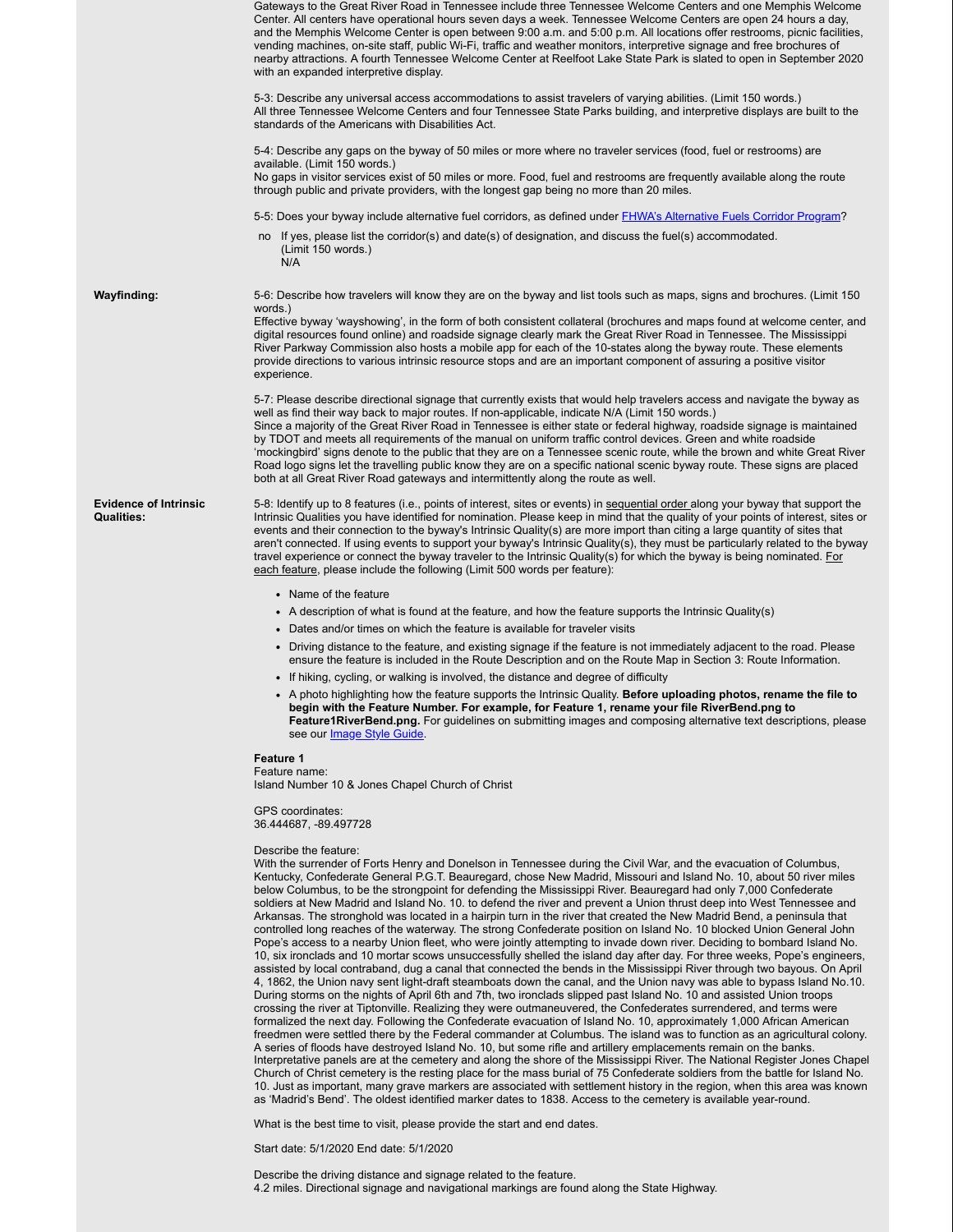Gateways to the Great River Road in Tennessee include three Tennessee Welcome Centers and one Memphis Welcome Center. All centers have operational hours seven days a week. Tennessee Welcome Centers are open 24 hours a day, and the Memphis Welcome Center is open between 9:00 a.m. and 5:00 p.m. All locations offer restrooms, picnic facilities, vending machines, on-site staff, public Wi-Fi, traffic and weather monitors, interpretive signage and free brochures of nearby attractions. A fourth Tennessee Welcome Center at Reelfoot Lake State Park is slated to open in September 2020 with an expanded interpretive display.

5-3: Describe any universal access accommodations to assist travelers of varying abilities. (Limit 150 words.)
All three Tennessee Welcome Centers and four Tennessee State Parks building, and interpretive displays are built to the standards of the Americans with Disabilities Act.

5-4: Describe any gaps on the byway of 50 miles or more where no traveler services (food, fuel or restrooms) are available. (Limit 150 words.)
No gaps in visitor services exist of 50 miles or more. Food, fuel and restrooms are frequently available along the route through public and private providers, with the longest gap being no more than 20 miles.

5-5: Does your byway include alternative fuel corridors, as defined under FHWA's Alternative Fuels Corridor Program?

no If yes, please list the corridor(s) and date(s) of designation, and discuss the fuel(s) accommodated. (Limit 150 words.)
N/A

**Wayfinding:**

5-6: Describe how travelers will know they are on the byway and list tools such as maps, signs and brochures. (Limit 150 words.)
Effective byway 'wayshowing', in the form of both consistent collateral (brochures and maps found at welcome center, and digital resources found online) and roadside signage clearly mark the Great River Road in Tennessee. The Mississippi River Parkway Commission also hosts a mobile app for each of the 10-states along the byway route. These elements provide directions to various intrinsic resource stops and are an important component of assuring a positive visitor experience.

5-7: Please describe directional signage that currently exists that would help travelers access and navigate the byway as well as find their way back to major routes. If non-applicable, indicate N/A (Limit 150 words.)
Since a majority of the Great River Road in Tennessee is either state or federal highway, roadside signage is maintained by TDOT and meets all requirements of the manual on uniform traffic control devices. Green and white roadside 'mockingbird' signs denote to the public that they are on a Tennessee scenic route, while the brown and white Great River Road logo signs let the travelling public know they are on a specific national scenic byway route. These signs are placed both at all Great River Road gateways and intermittently along the route as well.

**Evidence of Intrinsic Qualities:**

5-8: Identify up to 8 features (i.e., points of interest, sites or events) in sequential order along your byway that support the Intrinsic Qualities you have identified for nomination. Please keep in mind that the quality of your points of interest, sites or events and their connection to the byway's Intrinsic Quality(s) are more import than citing a large quantity of sites that aren't connected. If using events to support your byway's Intrinsic Quality(s), they must be particularly related to the byway travel experience or connect the byway traveler to the Intrinsic Quality(s) for which the byway is being nominated. For each feature, please include the following (Limit 500 words per feature):

- Name of the feature
- A description of what is found at the feature, and how the feature supports the Intrinsic Quality(s)
- Dates and/or times on which the feature is available for traveler visits
- Driving distance to the feature, and existing signage if the feature is not immediately adjacent to the road. Please ensure the feature is included in the Route Description and on the Route Map in Section 3: Route Information.
- If hiking, cycling, or walking is involved, the distance and degree of difficulty
- A photo highlighting how the feature supports the Intrinsic Quality. **Before uploading photos, rename the file to begin with the Feature Number. For example, for Feature 1, rename your file RiverBend.png to Feature1RiverBend.png.** For guidelines on submitting images and composing alternative text descriptions, please see our Image Style Guide.

**Feature 1**
Feature name:
Island Number 10 & Jones Chapel Church of Christ

GPS coordinates:
36.444687, -89.497728

Describe the feature:
With the surrender of Forts Henry and Donelson in Tennessee during the Civil War, and the evacuation of Columbus, Kentucky, Confederate General P.G.T. Beauregard, chose New Madrid, Missouri and Island No. 10, about 50 river miles below Columbus, to be the strongpoint for defending the Mississippi River. Beauregard had only 7,000 Confederate soldiers at New Madrid and Island No. 10. to defend the river and prevent a Union thrust deep into West Tennessee and Arkansas. The stronghold was located in a hairpin turn in the river that created the New Madrid Bend, a peninsula that controlled long reaches of the waterway. The strong Confederate position on Island No. 10 blocked Union General John Pope's access to a nearby Union fleet, who were jointly attempting to invade down river. Deciding to bombard Island No. 10, six ironclads and 10 mortar scows unsuccessfully shelled the island day after day. For three weeks, Pope's engineers, assisted by local contraband, dug a canal that connected the bends in the Mississippi River through two bayous. On April 4, 1862, the Union navy sent light-draft steamboats down the canal, and the Union navy was able to bypass Island No.10. During storms on the nights of April 6th and 7th, two ironclads slipped past Island No. 10 and assisted Union troops crossing the river at Tiptonville. Realizing they were outmaneuvered, the Confederates surrendered, and terms were formalized the next day. Following the Confederate evacuation of Island No. 10, approximately 1,000 African American freedmen were settled there by the Federal commander at Columbus. The island was to function as an agricultural colony. A series of floods have destroyed Island No. 10, but some rifle and artillery emplacements remain on the banks. Interpretative panels are at the cemetery and along the shore of the Mississippi River. The National Register Jones Chapel Church of Christ cemetery is the resting place for the mass burial of 75 Confederate soldiers from the battle for Island No. 10. Just as important, many grave markers are associated with settlement history in the region, when this area was known as 'Madrid's Bend'. The oldest identified marker dates to 1838. Access to the cemetery is available year-round.

What is the best time to visit, please provide the start and end dates.

Start date: 5/1/2020 End date: 5/1/2020

Describe the driving distance and signage related to the feature.
4.2 miles. Directional signage and navigational markings are found along the State Highway.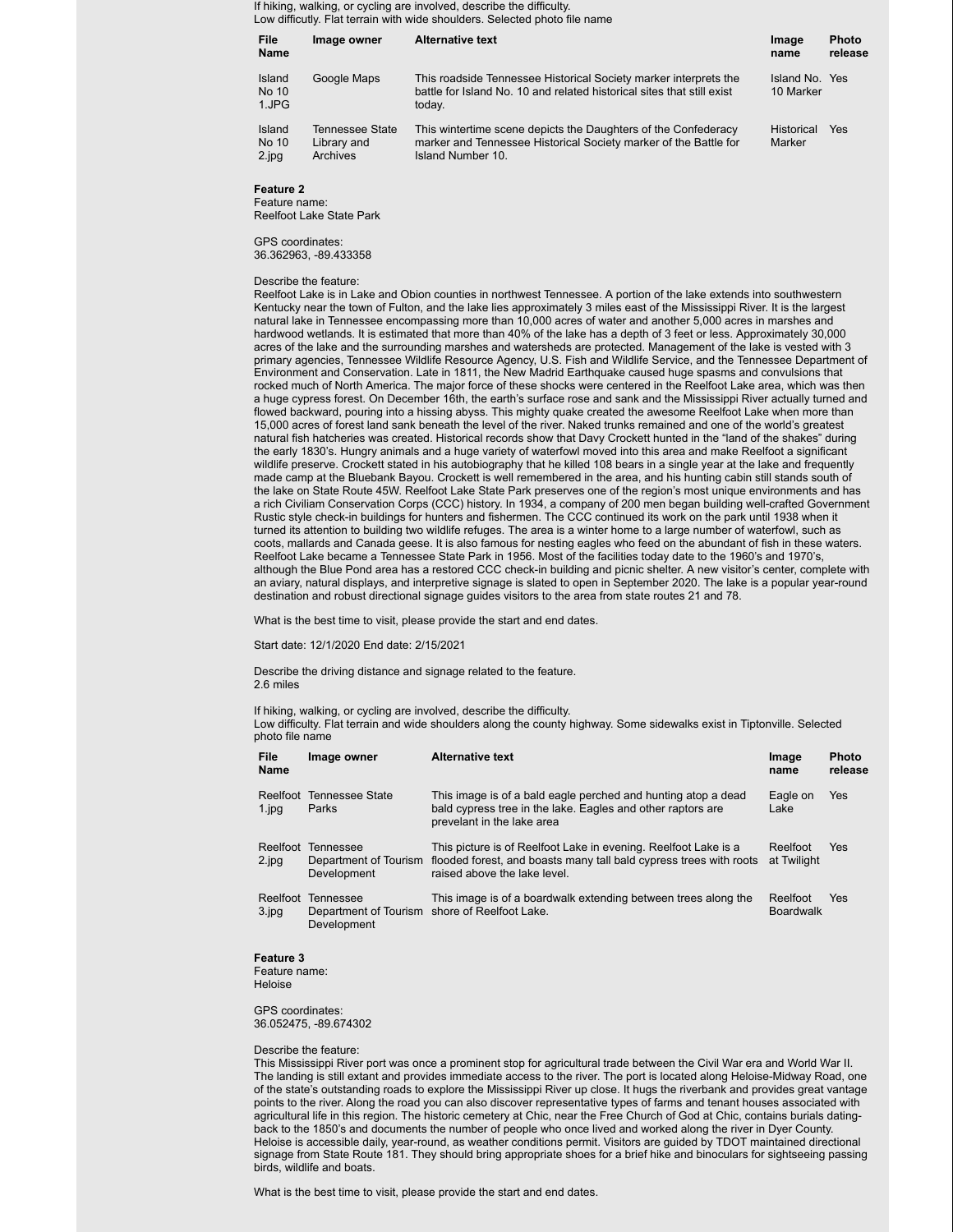If hiking, walking, or cycling are involved, describe the difficulty.
Low difficulty. Flat terrain with wide shoulders. Selected photo file name

| File Name | Image owner | Alternative text | Image name | Photo release |
|---|---|---|---|---|
| Island No 10 1.JPG | Google Maps | This roadside Tennessee Historical Society marker interprets the battle for Island No. 10 and related historical sites that still exist today. | Island No. 10 Marker | Yes |
| Island No 10 2.jpg | Tennessee State Library and Archives | This wintertime scene depicts the Daughters of the Confederacy marker and Tennessee Historical Society marker of the Battle for Island Number 10. | Historical Marker | Yes |

**Feature 2**
Feature name:
Reelfoot Lake State Park

GPS coordinates:
36.362963, -89.433358

Describe the feature:
Reelfoot Lake is in Lake and Obion counties in northwest Tennessee. A portion of the lake extends into southwestern Kentucky near the town of Fulton, and the lake lies approximately 3 miles east of the Mississippi River. It is the largest natural lake in Tennessee encompassing more than 10,000 acres of water and another 5,000 acres in marshes and hardwood wetlands. It is estimated that more than 40% of the lake has a depth of 3 feet or less. Approximately 30,000 acres of the lake and the surrounding marshes and watersheds are protected. Management of the lake is vested with 3 primary agencies, Tennessee Wildlife Resource Agency, U.S. Fish and Wildlife Service, and the Tennessee Department of Environment and Conservation. Late in 1811, the New Madrid Earthquake caused huge spasms and convulsions that rocked much of North America. The major force of these shocks were centered in the Reelfoot Lake area, which was then a huge cypress forest. On December 16th, the earth's surface rose and sank and the Mississippi River actually turned and flowed backward, pouring into a hissing abyss. This mighty quake created the awesome Reelfoot Lake when more than 15,000 acres of forest land sank beneath the level of the river. Naked trunks remained and one of the world's greatest natural fish hatcheries was created. Historical records show that Davy Crockett hunted in the "land of the shakes" during the early 1830's. Hungry animals and a huge variety of waterfowl moved into this area and make Reelfoot a significant wildlife preserve. Crockett stated in his autobiography that he killed 108 bears in a single year at the lake and frequently made camp at the Bluebank Bayou. Crockett is well remembered in the area, and his hunting cabin still stands south of the lake on State Route 45W. Reelfoot Lake State Park preserves one of the region's most unique environments and has a rich Civiliam Conservation Corps (CCC) history. In 1934, a company of 200 men began building well-crafted Government Rustic style check-in buildings for hunters and fishermen. The CCC continued its work on the park until 1938 when it turned its attention to building two wildlife refuges. The area is a winter home to a large number of waterfowl, such as coots, mallards and Canada geese. It is also famous for nesting eagles who feed on the abundant of fish in these waters. Reelfoot Lake became a Tennessee State Park in 1956. Most of the facilities today date to the 1960's and 1970's, although the Blue Pond area has a restored CCC check-in building and picnic shelter. A new visitor's center, complete with an aviary, natural displays, and interpretive signage is slated to open in September 2020. The lake is a popular year-round destination and robust directional signage guides visitors to the area from state routes 21 and 78.

What is the best time to visit, please provide the start and end dates.

Start date: 12/1/2020 End date: 2/15/2021

Describe the driving distance and signage related to the feature.
2.6 miles

If hiking, walking, or cycling are involved, describe the difficulty.
Low difficulty. Flat terrain and wide shoulders along the county highway. Some sidewalks exist in Tiptonville. Selected photo file name

| File Name | Image owner | Alternative text | Image name | Photo release |
|---|---|---|---|---|
| Reelfoot 1.jpg | Tennessee State Parks | This image is of a bald eagle perched and hunting atop a dead bald cypress tree in the lake. Eagles and other raptors are prevelant in the lake area | Eagle on Lake | Yes |
| Reelfoot 2.jpg | Tennessee Department of Tourism Development | This picture is of Reelfoot Lake in evening. Reelfoot Lake is a flooded forest, and boasts many tall bald cypress trees with roots raised above the lake level. | Reelfoot at Twilight | Yes |
| Reelfoot 3.jpg | Tennessee Department of Tourism Development | This image is of a boardwalk extending between trees along the shore of Reelfoot Lake. | Reelfoot Boardwalk | Yes |

**Feature 3**
Feature name:
Heloise

GPS coordinates:
36.052475, -89.674302

Describe the feature:
This Mississippi River port was once a prominent stop for agricultural trade between the Civil War era and World War II. The landing is still extant and provides immediate access to the river. The port is located along Heloise-Midway Road, one of the state's outstanding roads to explore the Mississippi River up close. It hugs the riverbank and provides great vantage points to the river. Along the road you can also discover representative types of farms and tenant houses associated with agricultural life in this region. The historic cemetery at Chic, near the Free Church of God at Chic, contains burials dating-back to the 1850's and documents the number of people who once lived and worked along the river in Dyer County. Heloise is accessible daily, year-round, as weather conditions permit. Visitors are guided by TDOT maintained directional signage from State Route 181. They should bring appropriate shoes for a brief hike and binoculars for sightseeing passing birds, wildlife and boats.

What is the best time to visit, please provide the start and end dates.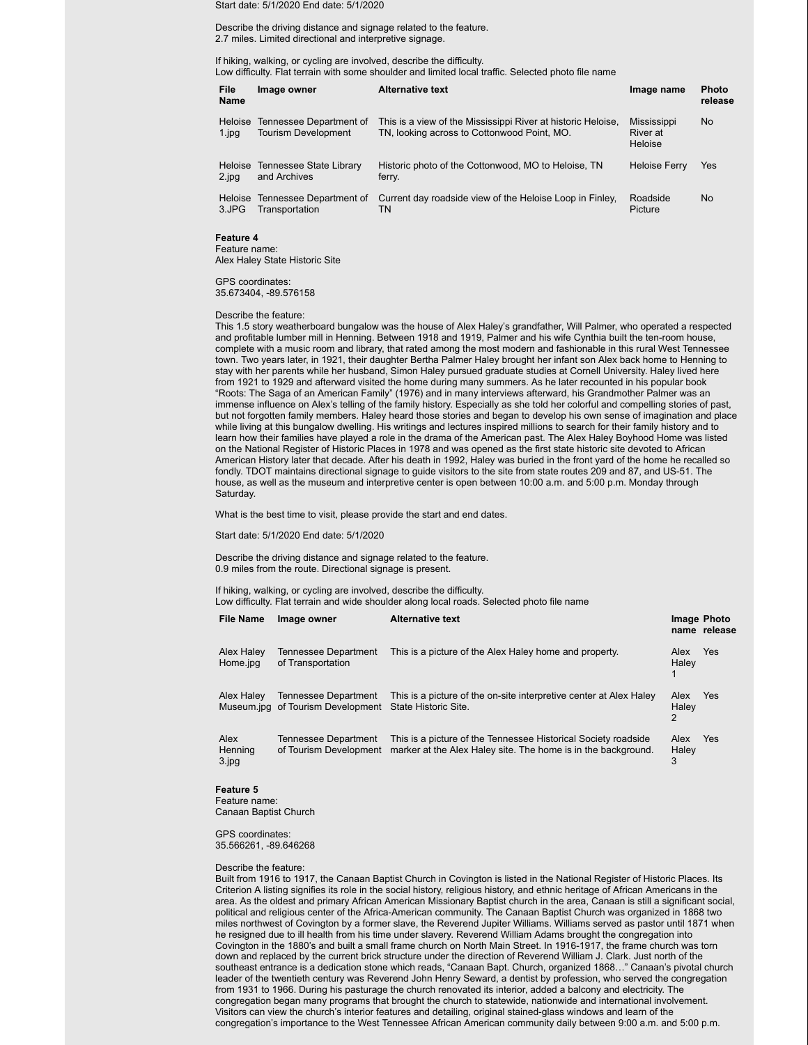Start date: 5/1/2020 End date: 5/1/2020

Describe the driving distance and signage related to the feature.
2.7 miles. Limited directional and interpretive signage.

If hiking, walking, or cycling are involved, describe the difficulty.
Low difficulty. Flat terrain with some shoulder and limited local traffic. Selected photo file name

| File Name | Image owner | Alternative text | Image name | Photo release |
|---|---|---|---|---|
| Heloise 1.jpg | Tennessee Department of Tourism Development | This is a view of the Mississippi River at historic Heloise, TN, looking across to Cottonwood Point, MO. | Mississippi River at Heloise | No |
| Heloise 2.jpg | Tennessee State Library and Archives | Historic photo of the Cottonwood, MO to Heloise, TN ferry. | Heloise Ferry | Yes |
| Heloise 3.JPG | Tennessee Department of Transportation | Current day roadside view of the Heloise Loop in Finley, TN | Roadside Picture | No |

**Feature 4**
Feature name:
Alex Haley State Historic Site

GPS coordinates:
35.673404, -89.576158

Describe the feature:
This 1.5 story weatherboard bungalow was the house of Alex Haley's grandfather, Will Palmer, who operated a respected and profitable lumber mill in Henning. Between 1918 and 1919, Palmer and his wife Cynthia built the ten-room house, complete with a music room and library, that rated among the most modern and fashionable in this rural West Tennessee town. Two years later, in 1921, their daughter Bertha Palmer Haley brought her infant son Alex back home to Henning to stay with her parents while her husband, Simon Haley pursued graduate studies at Cornell University. Haley lived here from 1921 to 1929 and afterward visited the home during many summers. As he later recounted in his popular book "Roots: The Saga of an American Family" (1976) and in many interviews afterward, his Grandmother Palmer was an immense influence on Alex's telling of the family history. Especially as she told her colorful and compelling stories of past, but not forgotten family members. Haley heard those stories and began to develop his own sense of imagination and place while living at this bungalow dwelling. His writings and lectures inspired millions to search for their family history and to learn how their families have played a role in the drama of the American past. The Alex Haley Boyhood Home was listed on the National Register of Historic Places in 1978 and was opened as the first state historic site devoted to African American History later that decade. After his death in 1992, Haley was buried in the front yard of the home he recalled so fondly. TDOT maintains directional signage to guide visitors to the site from state routes 209 and 87, and US-51. The house, as well as the museum and interpretive center is open between 10:00 a.m. and 5:00 p.m. Monday through Saturday.

What is the best time to visit, please provide the start and end dates.

Start date: 5/1/2020 End date: 5/1/2020

Describe the driving distance and signage related to the feature.
0.9 miles from the route. Directional signage is present.

If hiking, walking, or cycling are involved, describe the difficulty.
Low difficulty. Flat terrain and wide shoulder along local roads. Selected photo file name

| File Name | Image owner | Alternative text | Image name | Photo release |
|---|---|---|---|---|
| Alex Haley Home.jpg | Tennessee Department of Transportation | This is a picture of the Alex Haley home and property. | Alex Haley 1 | Yes |
| Alex Haley Museum.jpg | Tennessee Department of Tourism Development | This is a picture of the on-site interpretive center at Alex Haley State Historic Site. | Alex Haley 2 | Yes |
| Alex Henning 3.jpg | Tennessee Department of Tourism Development | This is a picture of the Tennessee Historical Society roadside marker at the Alex Haley site. The home is in the background. | Alex Haley 3 | Yes |

**Feature 5**
Feature name:
Canaan Baptist Church

GPS coordinates:
35.566261, -89.646268

Describe the feature:
Built from 1916 to 1917, the Canaan Baptist Church in Covington is listed in the National Register of Historic Places. Its Criterion A listing signifies its role in the social history, religious history, and ethnic heritage of African Americans in the area. As the oldest and primary African American Missionary Baptist church in the area, Canaan is still a significant social, political and religious center of the Africa-American community. The Canaan Baptist Church was organized in 1868 two miles northwest of Covington by a former slave, the Reverend Jupiter Williams. Williams served as pastor until 1871 when he resigned due to ill health from his time under slavery. Reverend William Adams brought the congregation into Covington in the 1880's and built a small frame church on North Main Street. In 1916-1917, the frame church was torn down and replaced by the current brick structure under the direction of Reverend William J. Clark. Just north of the southeast entrance is a dedication stone which reads, "Canaan Bapt. Church, organized 1868…" Canaan's pivotal church leader of the twentieth century was Reverend John Henry Seward, a dentist by profession, who served the congregation from 1931 to 1966. During his pasturage the church renovated its interior, added a balcony and electricity. The congregation began many programs that brought the church to statewide, nationwide and international involvement. Visitors can view the church's interior features and detailing, original stained-glass windows and learn of the congregation's importance to the West Tennessee African American community daily between 9:00 a.m. and 5:00 p.m.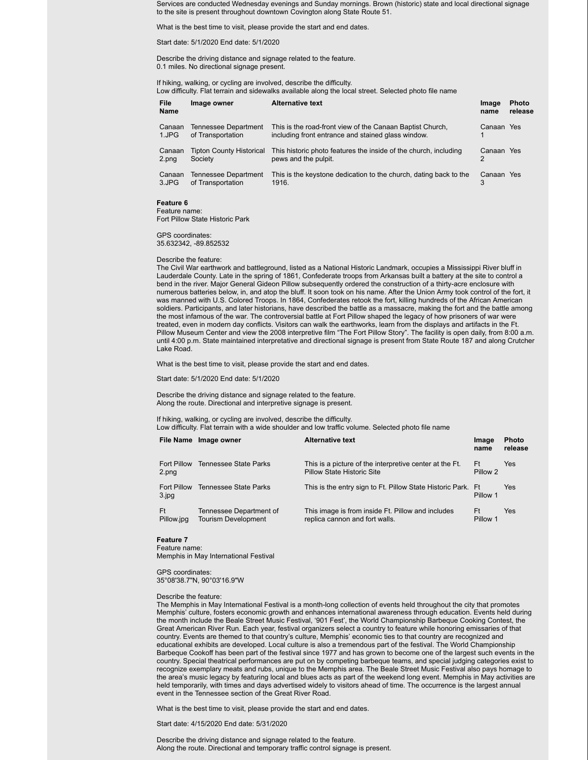Services are conducted Wednesday evenings and Sunday mornings. Brown (historic) state and local directional signage to the site is present throughout downtown Covington along State Route 51.

What is the best time to visit, please provide the start and end dates.

Start date: 5/1/2020 End date: 5/1/2020

Describe the driving distance and signage related to the feature.
0.1 miles. No directional signage present.

If hiking, walking, or cycling are involved, describe the difficulty.
Low difficulty. Flat terrain and sidewalks available along the local street. Selected photo file name

| File Name | Image owner | Alternative text | Image name | Photo release |
|---|---|---|---|---|
| Canaan 1.JPG | Tennessee Department of Transportation | This is the road-front view of the Canaan Baptist Church, including front entrance and stained glass window. | Canaan 1 | Yes |
| Canaan 2.png | Tipton County Historical Society | This historic photo features the inside of the church, including pews and the pulpit. | Canaan 2 | Yes |
| Canaan 3.JPG | Tennessee Department of Transportation | This is the keystone dedication to the church, dating back to the 1916. | Canaan 3 | Yes |

**Feature 6**
Feature name:
Fort Pillow State Historic Park

GPS coordinates:
35.632342, -89.852532

Describe the feature:
The Civil War earthwork and battleground, listed as a National Historic Landmark, occupies a Mississippi River bluff in Lauderdale County. Late in the spring of 1861, Confederate troops from Arkansas built a battery at the site to control a bend in the river. Major General Gideon Pillow subsequently ordered the construction of a thirty-acre enclosure with numerous batteries below, in, and atop the bluff. It soon took on his name. After the Union Army took control of the fort, it was manned with U.S. Colored Troops. In 1864, Confederates retook the fort, killing hundreds of the African American soldiers. Participants, and later historians, have described the battle as a massacre, making the fort and the battle among the most infamous of the war. The controversial battle at Fort Pillow shaped the legacy of how prisoners of war were treated, even in modern day conflicts. Visitors can walk the earthworks, learn from the displays and artifacts in the Ft. Pillow Museum Center and view the 2008 interpretive film "The Fort Pillow Story". The facility is open daily, from 8:00 a.m. until 4:00 p.m. State maintained interpretative and directional signage is present from State Route 187 and along Crutcher Lake Road.

What is the best time to visit, please provide the start and end dates.

Start date: 5/1/2020 End date: 5/1/2020

Describe the driving distance and signage related to the feature.
Along the route. Directional and interpretive signage is present.

If hiking, walking, or cycling are involved, describe the difficulty.
Low difficulty. Flat terrain with a wide shoulder and low traffic volume. Selected photo file name

| File Name | Image owner | Alternative text | Image name | Photo release |
|---|---|---|---|---|
| Fort Pillow 2.png | Tennessee State Parks | This is a picture of the interpretive center at the Ft. Pillow State Historic Site | Ft Pillow 2 | Yes |
| Fort Pillow 3.jpg | Tennessee State Parks | This is the entry sign to Ft. Pillow State Historic Park. | Ft Pillow 1 | Yes |
| Ft Pillow.jpg | Tennessee Department of Tourism Development | This image is from inside Ft. Pillow and includes replica cannon and fort walls. | Ft Pillow 1 | Yes |

**Feature 7**
Feature name:
Memphis in May International Festival

GPS coordinates:
35°08'38.7"N, 90°03'16.9"W

Describe the feature:
The Memphis in May International Festival is a month-long collection of events held throughout the city that promotes Memphis' culture, fosters economic growth and enhances international awareness through education. Events held during the month include the Beale Street Music Festival, '901 Fest', the World Championship Barbeque Cooking Contest, the Great American River Run. Each year, festival organizers select a country to feature while honoring emissaries of that country. Events are themed to that country's culture, Memphis' economic ties to that country are recognized and educational exhibits are developed. Local culture is also a tremendous part of the festival. The World Championship Barbeque Cookoff has been part of the festival since 1977 and has grown to become one of the largest such events in the country. Special theatrical performances are put on by competing barbeque teams, and special judging categories exist to recognize exemplary meats and rubs, unique to the Memphis area. The Beale Street Music Festival also pays homage to the area's music legacy by featuring local and blues acts as part of the weekend long event. Memphis in May activities are held temporarily, with times and days advertised widely to visitors ahead of time. The occurrence is the largest annual event in the Tennessee section of the Great River Road.

What is the best time to visit, please provide the start and end dates.

Start date: 4/15/2020 End date: 5/31/2020

Describe the driving distance and signage related to the feature.
Along the route. Directional and temporary traffic control signage is present.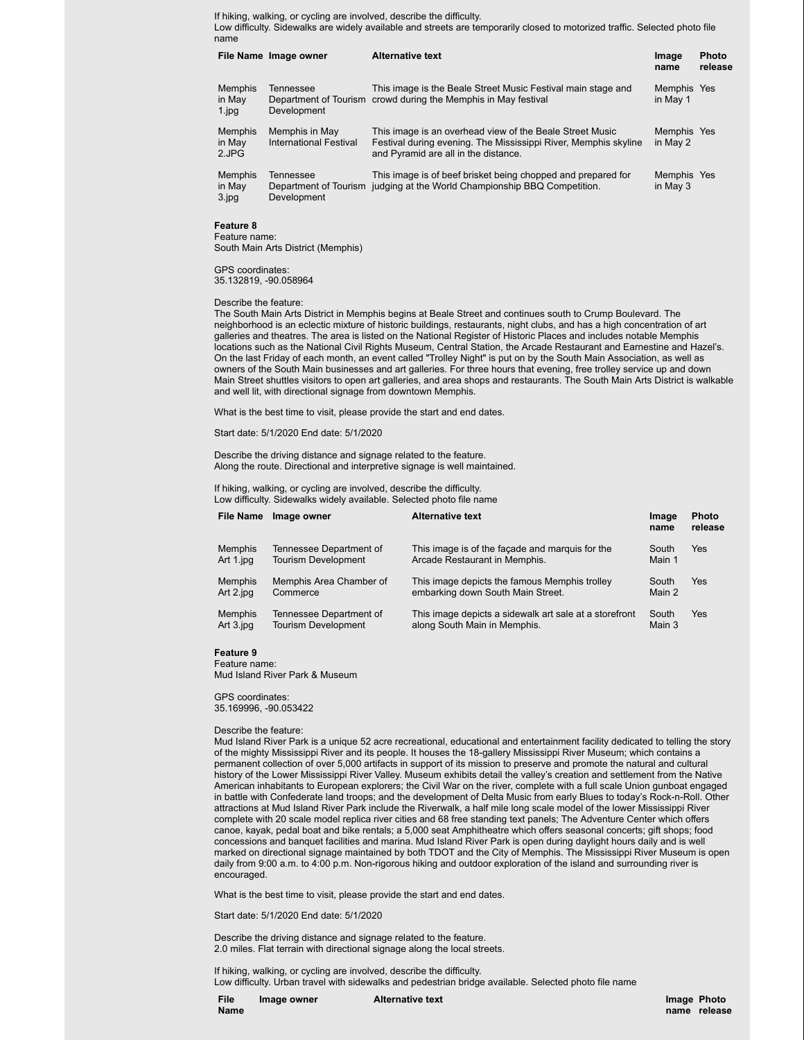If hiking, walking, or cycling are involved, describe the difficulty.
Low difficulty. Sidewalks are widely available and streets are temporarily closed to motorized traffic. Selected photo file name

| File Name | Image owner | Alternative text | Image name | Photo release |
|---|---|---|---|---|
| Memphis in May 1.jpg | Tennessee Department of Tourism Development | This image is the Beale Street Music Festival main stage and crowd during the Memphis in May festival | Memphis in May 1 | Yes |
| Memphis in May 2.JPG | Memphis in May International Festival | This image is an overhead view of the Beale Street Music Festival during evening. The Mississippi River, Memphis skyline and Pyramid are all in the distance. | Memphis in May 2 | Yes |
| Memphis in May 3.jpg | Tennessee Department of Tourism Development | This image is of beef brisket being chopped and prepared for judging at the World Championship BBQ Competition. | Memphis in May 3 | Yes |

**Feature 8**
Feature name:
South Main Arts District (Memphis)

GPS coordinates:
35.132819, -90.058964

Describe the feature:
The South Main Arts District in Memphis begins at Beale Street and continues south to Crump Boulevard. The neighborhood is an eclectic mixture of historic buildings, restaurants, night clubs, and has a high concentration of art galleries and theatres. The area is listed on the National Register of Historic Places and includes notable Memphis locations such as the National Civil Rights Museum, Central Station, the Arcade Restaurant and Earnestine and Hazel's. On the last Friday of each month, an event called "Trolley Night" is put on by the South Main Association, as well as owners of the South Main businesses and art galleries. For three hours that evening, free trolley service up and down Main Street shuttles visitors to open art galleries, and area shops and restaurants. The South Main Arts District is walkable and well lit, with directional signage from downtown Memphis.

What is the best time to visit, please provide the start and end dates.

Start date: 5/1/2020 End date: 5/1/2020

Describe the driving distance and signage related to the feature.
Along the route. Directional and interpretive signage is well maintained.

If hiking, walking, or cycling are involved, describe the difficulty.
Low difficulty. Sidewalks widely available. Selected photo file name

| File Name | Image owner | Alternative text | Image name | Photo release |
|---|---|---|---|---|
| Memphis Art 1.jpg | Tennessee Department of Tourism Development | This image is of the façade and marquis for the Arcade Restaurant in Memphis. | South Main 1 | Yes |
| Memphis Art 2.jpg | Memphis Area Chamber of Commerce | This image depicts the famous Memphis trolley embarking down South Main Street. | South Main 2 | Yes |
| Memphis Art 3.jpg | Tennessee Department of Tourism Development | This image depicts a sidewalk art sale at a storefront along South Main in Memphis. | South Main 3 | Yes |

**Feature 9**
Feature name:
Mud Island River Park & Museum

GPS coordinates:
35.169996, -90.053422

Describe the feature:
Mud Island River Park is a unique 52 acre recreational, educational and entertainment facility dedicated to telling the story of the mighty Mississippi River and its people. It houses the 18-gallery Mississippi River Museum; which contains a permanent collection of over 5,000 artifacts in support of its mission to preserve and promote the natural and cultural history of the Lower Mississippi River Valley. Museum exhibits detail the valley's creation and settlement from the Native American inhabitants to European explorers; the Civil War on the river, complete with a full scale Union gunboat engaged in battle with Confederate land troops; and the development of Delta Music from early Blues to today's Rock-n-Roll. Other attractions at Mud Island River Park include the Riverwalk, a half mile long scale model of the lower Mississippi River complete with 20 scale model replica river cities and 68 free standing text panels; The Adventure Center which offers canoe, kayak, pedal boat and bike rentals; a 5,000 seat Amphitheatre which offers seasonal concerts; gift shops; food concessions and banquet facilities and marina. Mud Island River Park is open during daylight hours daily and is well marked on directional signage maintained by both TDOT and the City of Memphis. The Mississippi River Museum is open daily from 9:00 a.m. to 4:00 p.m. Non-rigorous hiking and outdoor exploration of the island and surrounding river is encouraged.

What is the best time to visit, please provide the start and end dates.

Start date: 5/1/2020 End date: 5/1/2020

Describe the driving distance and signage related to the feature.
2.0 miles. Flat terrain with directional signage along the local streets.

If hiking, walking, or cycling are involved, describe the difficulty.
Low difficulty. Urban travel with sidewalks and pedestrian bridge available. Selected photo file name

| File Name | Image owner | Alternative text | Image name | Photo release |
|---|---|---|---|---|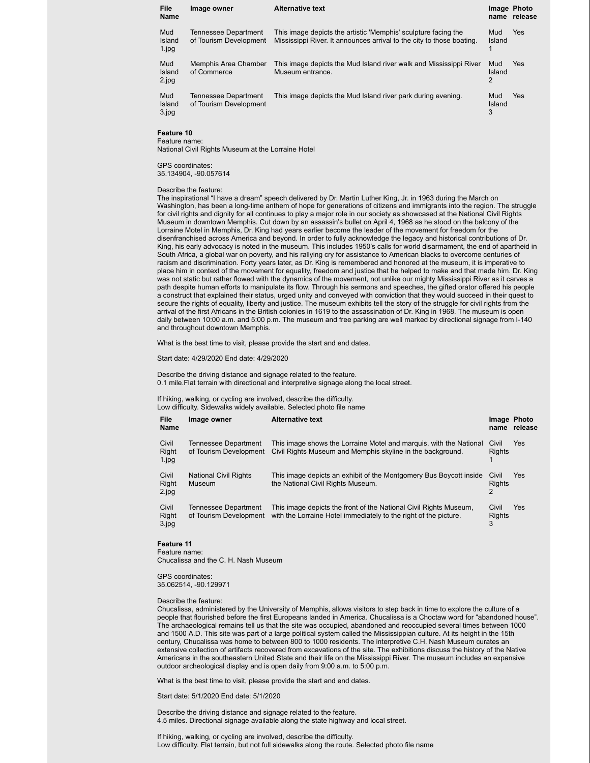| File Name | Image owner | Alternative text | Image name | Photo release |
|---|---|---|---|---|
| Mud Island 1.jpg | Tennessee Department of Tourism Development | This image depicts the artistic 'Memphis' sculpture facing the Mississippi River. It announces arrival to the city to those boating. | Mud Island 1 | Yes |
| Mud Island 2.jpg | Memphis Area Chamber of Commerce | This image depicts the Mud Island river walk and Mississippi River Museum entrance. | Mud Island 2 | Yes |
| Mud Island 3.jpg | Tennessee Department of Tourism Development | This image depicts the Mud Island river park during evening. | Mud Island 3 | Yes |

**Feature 10**
Feature name:
National Civil Rights Museum at the Lorraine Hotel

GPS coordinates:
35.134904, -90.057614

Describe the feature:
The inspirational “I have a dream” speech delivered by Dr. Martin Luther King, Jr. in 1963 during the March on Washington, has been a long-time anthem of hope for generations of citizens and immigrants into the region. The struggle for civil rights and dignity for all continues to play a major role in our society as showcased at the National Civil Rights Museum in downtown Memphis. Cut down by an assassin’s bullet on April 4, 1968 as he stood on the balcony of the Lorraine Motel in Memphis, Dr. King had years earlier become the leader of the movement for freedom for the disenfranchised across America and beyond. In order to fully acknowledge the legacy and historical contributions of Dr. King, his early advocacy is noted in the museum. This includes 1950’s calls for world disarmament, the end of apartheid in South Africa, a global war on poverty, and his rallying cry for assistance to American blacks to overcome centuries of racism and discrimination. Forty years later, as Dr. King is remembered and honored at the museum, it is imperative to place him in context of the movement for equality, freedom and justice that he helped to make and that made him. Dr. King was not static but rather flowed with the dynamics of the movement, not unlike our mighty Mississippi River as it carves a path despite human efforts to manipulate its flow. Through his sermons and speeches, the gifted orator offered his people a construct that explained their status, urged unity and conveyed with conviction that they would succeed in their quest to secure the rights of equality, liberty and justice. The museum exhibits tell the story of the struggle for civil rights from the arrival of the first Africans in the British colonies in 1619 to the assassination of Dr. King in 1968. The museum is open daily between 10:00 a.m. and 5:00 p.m. The museum and free parking are well marked by directional signage from I-140 and throughout downtown Memphis.

What is the best time to visit, please provide the start and end dates.

Start date: 4/29/2020 End date: 4/29/2020

Describe the driving distance and signage related to the feature.
0.1 mile.Flat terrain with directional and interpretive signage along the local street.

If hiking, walking, or cycling are involved, describe the difficulty.
Low difficulty. Sidewalks widely available. Selected photo file name

| File Name | Image owner | Alternative text | Image name | Photo release |
|---|---|---|---|---|
| Civil Right 1.jpg | Tennessee Department of Tourism Development | This image shows the Lorraine Motel and marquis, with the National Civil Rights Museum and Memphis skyline in the background. | Civil Rights 1 | Yes |
| Civil Right 2.jpg | National Civil Rights Museum | This image depicts an exhibit of the Montgomery Bus Boycott inside the National Civil Rights Museum. | Civil Rights 2 | Yes |
| Civil Right 3.jpg | Tennessee Department of Tourism Development | This image depicts the front of the National Civil Rights Museum, with the Lorraine Hotel immediately to the right of the picture. | Civil Rights 3 | Yes |

**Feature 11**
Feature name:
Chucalissa and the C. H. Nash Museum

GPS coordinates:
35.062514, -90.129971

Describe the feature:
Chucalissa, administered by the University of Memphis, allows visitors to step back in time to explore the culture of a people that flourished before the first Europeans landed in America. Chucalissa is a Choctaw word for “abandoned house”. The archaeological remains tell us that the site was occupied, abandoned and reoccupied several times between 1000 and 1500 A.D. This site was part of a large political system called the Mississippian culture. At its height in the 15th century, Chucalissa was home to between 800 to 1000 residents. The interpretive C.H. Nash Museum curates an extensive collection of artifacts recovered from excavations of the site. The exhibitions discuss the history of the Native Americans in the southeastern United State and their life on the Mississippi River. The museum includes an expansive outdoor archeological display and is open daily from 9:00 a.m. to 5:00 p.m.

What is the best time to visit, please provide the start and end dates.

Start date: 5/1/2020 End date: 5/1/2020

Describe the driving distance and signage related to the feature.
4.5 miles. Directional signage available along the state highway and local street.

If hiking, walking, or cycling are involved, describe the difficulty.
Low difficulty. Flat terrain, but not full sidewalks along the route. Selected photo file name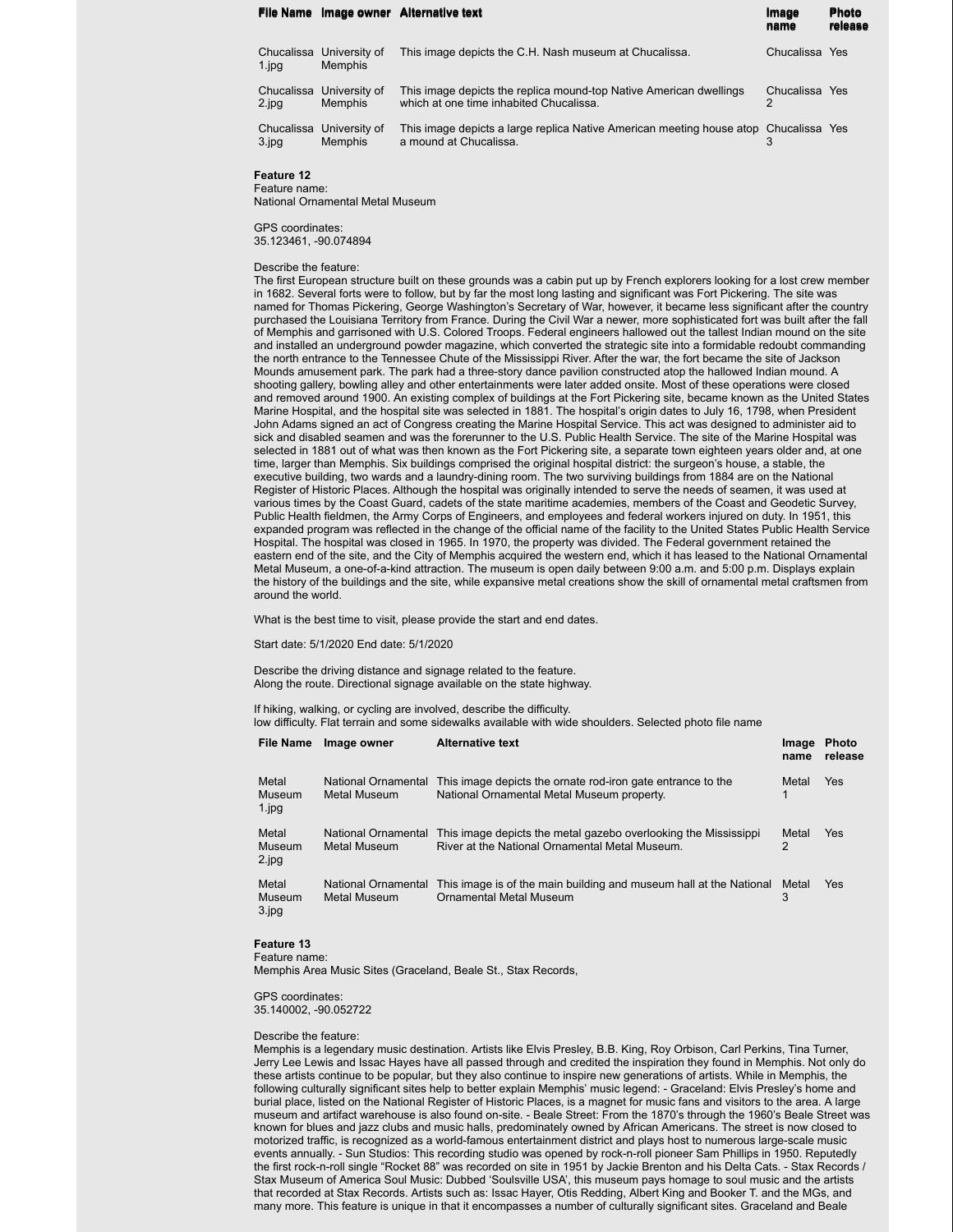| File Name | Image owner | Alternative text | Image name | Photo release |
|---|---|---|---|---|
| Chucalissa 1.jpg | University of Memphis | This image depicts the C.H. Nash museum at Chucalissa. | Chucalissa | Yes |
| Chucalissa 2.jpg | University of Memphis | This image depicts the replica mound-top Native American dwellings which at one time inhabited Chucalissa. | Chucalissa 2 | Yes |
| Chucalissa 3.jpg | University of Memphis | This image depicts a large replica Native American meeting house atop a mound at Chucalissa. | Chucalissa 3 | Yes |

**Feature 12**
Feature name:
National Ornamental Metal Museum

GPS coordinates:
35.123461, -90.074894

Describe the feature:
The first European structure built on these grounds was a cabin put up by French explorers looking for a lost crew member in 1682. Several forts were to follow, but by far the most long lasting and significant was Fort Pickering. The site was named for Thomas Pickering, George Washington's Secretary of War, however, it became less significant after the country purchased the Louisiana Territory from France. During the Civil War a newer, more sophisticated fort was built after the fall of Memphis and garrisoned with U.S. Colored Troops. Federal engineers hallowed out the tallest Indian mound on the site and installed an underground powder magazine, which converted the strategic site into a formidable redoubt commanding the north entrance to the Tennessee Chute of the Mississippi River. After the war, the fort became the site of Jackson Mounds amusement park. The park had a three-story dance pavilion constructed atop the hallowed Indian mound. A shooting gallery, bowling alley and other entertainments were later added onsite. Most of these operations were closed and removed around 1900. An existing complex of buildings at the Fort Pickering site, became known as the United States Marine Hospital, and the hospital site was selected in 1881. The hospital's origin dates to July 16, 1798, when President John Adams signed an act of Congress creating the Marine Hospital Service. This act was designed to administer aid to sick and disabled seamen and was the forerunner to the U.S. Public Health Service. The site of the Marine Hospital was selected in 1881 out of what was then known as the Fort Pickering site, a separate town eighteen years older and, at one time, larger than Memphis. Six buildings comprised the original hospital district: the surgeon's house, a stable, the executive building, two wards and a laundry-dining room. The two surviving buildings from 1884 are on the National Register of Historic Places. Although the hospital was originally intended to serve the needs of seamen, it was used at various times by the Coast Guard, cadets of the state maritime academies, members of the Coast and Geodetic Survey, Public Health fieldmen, the Army Corps of Engineers, and employees and federal workers injured on duty. In 1951, this expanded program was reflected in the change of the official name of the facility to the United States Public Health Service Hospital. The hospital was closed in 1965. In 1970, the property was divided. The Federal government retained the eastern end of the site, and the City of Memphis acquired the western end, which it has leased to the National Ornamental Metal Museum, a one-of-a-kind attraction. The museum is open daily between 9:00 a.m. and 5:00 p.m. Displays explain the history of the buildings and the site, while expansive metal creations show the skill of ornamental metal craftsmen from around the world.

What is the best time to visit, please provide the start and end dates.

Start date: 5/1/2020 End date: 5/1/2020

Describe the driving distance and signage related to the feature.
Along the route. Directional signage available on the state highway.

If hiking, walking, or cycling are involved, describe the difficulty.
low difficulty. Flat terrain and some sidewalks available with wide shoulders. Selected photo file name

| File Name | Image owner | Alternative text | Image name | Photo release |
|---|---|---|---|---|
| Metal Museum 1.jpg | National Ornamental Metal Museum | This image depicts the ornate rod-iron gate entrance to the National Ornamental Metal Museum property. | Metal 1 | Yes |
| Metal Museum 2.jpg | National Ornamental Metal Museum | This image depicts the metal gazebo overlooking the Mississippi River at the National Ornamental Metal Museum. | Metal 2 | Yes |
| Metal Museum 3.jpg | National Ornamental Metal Museum | This image is of the main building and museum hall at the National Ornamental Metal Museum | Metal 3 | Yes |

**Feature 13**
Feature name:
Memphis Area Music Sites (Graceland, Beale St., Stax Records,

GPS coordinates:
35.140002, -90.052722

Describe the feature:
Memphis is a legendary music destination. Artists like Elvis Presley, B.B. King, Roy Orbison, Carl Perkins, Tina Turner, Jerry Lee Lewis and Issac Hayes have all passed through and credited the inspiration they found in Memphis. Not only do these artists continue to be popular, but they also continue to inspire new generations of artists. While in Memphis, the following culturally significant sites help to better explain Memphis' music legend: - Graceland: Elvis Presley's home and burial place, listed on the National Register of Historic Places, is a magnet for music fans and visitors to the area. A large museum and artifact warehouse is also found on-site. - Beale Street: From the 1870's through the 1960's Beale Street was known for blues and jazz clubs and music halls, predominately owned by African Americans. The street is now closed to motorized traffic, is recognized as a world-famous entertainment district and plays host to numerous large-scale music events annually. - Sun Studios: This recording studio was opened by rock-n-roll pioneer Sam Phillips in 1950. Reputedly the first rock-n-roll single "Rocket 88" was recorded on site in 1951 by Jackie Brenton and his Delta Cats. - Stax Records / Stax Museum of America Soul Music: Dubbed 'Soulsville USA', this museum pays homage to soul music and the artists that recorded at Stax Records. Artists such as: Issac Hayer, Otis Redding, Albert King and Booker T. and the MGs, and many more. This feature is unique in that it encompasses a number of culturally significant sites. Graceland and Beale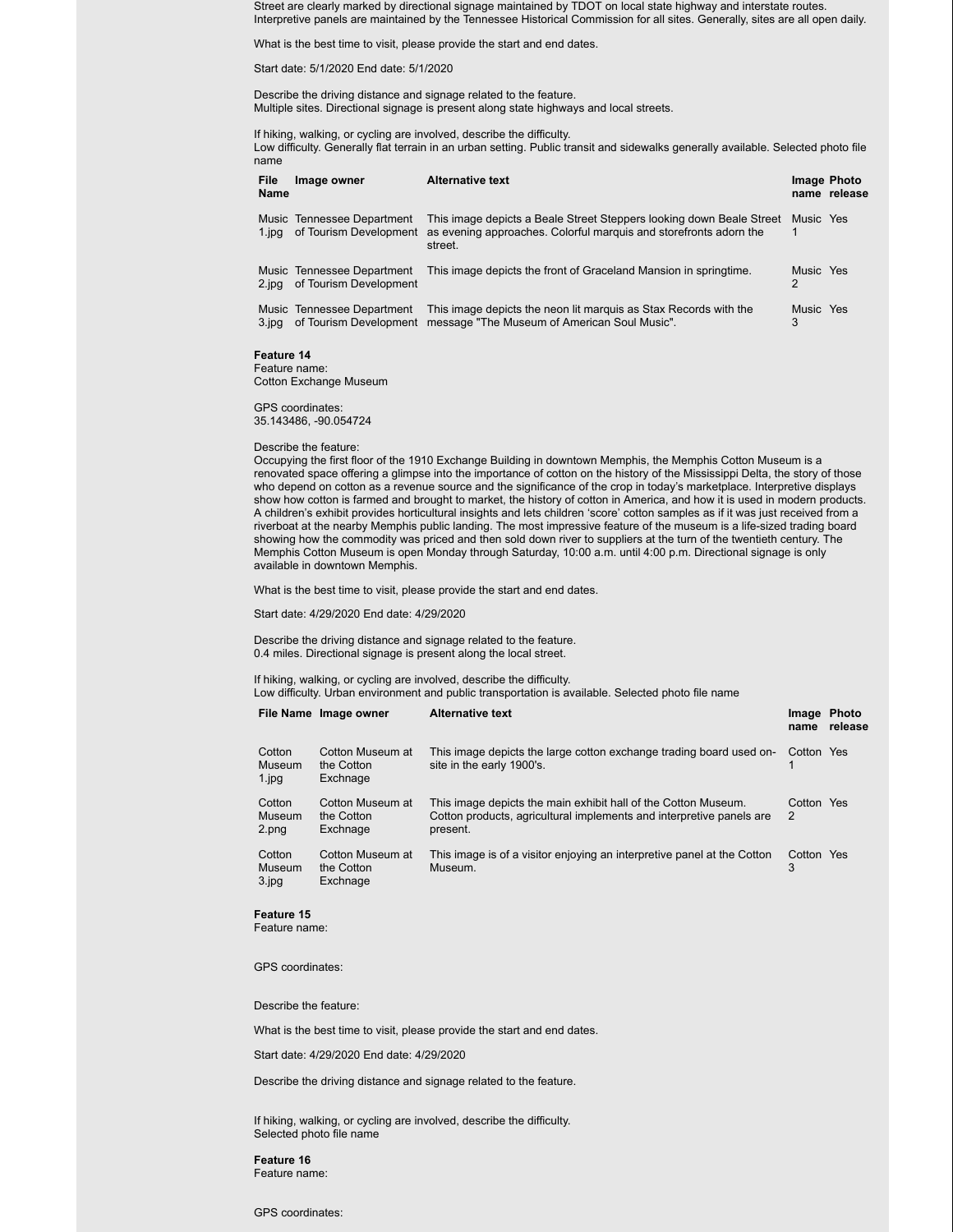Street are clearly marked by directional signage maintained by TDOT on local state highway and interstate routes. Interpretive panels are maintained by the Tennessee Historical Commission for all sites. Generally, sites are all open daily.

What is the best time to visit, please provide the start and end dates.

Start date: 5/1/2020 End date: 5/1/2020

Describe the driving distance and signage related to the feature.
Multiple sites. Directional signage is present along state highways and local streets.

If hiking, walking, or cycling are involved, describe the difficulty.
Low difficulty. Generally flat terrain in an urban setting. Public transit and sidewalks generally available. Selected photo file name

| File Name | Image owner | Alternative text | Image name | Photo release |
|---|---|---|---|---|
| Music 1.jpg | Tennessee Department of Tourism Development | This image depicts a Beale Street Steppers looking down Beale Street as evening approaches. Colorful marquis and storefronts adorn the street. | Music 1 | Yes |
| Music 2.jpg | Tennessee Department of Tourism Development | This image depicts the front of Graceland Mansion in springtime. | Music 2 | Yes |
| Music 3.jpg | Tennessee Department of Tourism Development | This image depicts the neon lit marquis as Stax Records with the message "The Museum of American Soul Music". | Music 3 | Yes |

**Feature 14**
Feature name:
Cotton Exchange Museum

GPS coordinates:
35.143486, -90.054724

Describe the feature:
Occupying the first floor of the 1910 Exchange Building in downtown Memphis, the Memphis Cotton Museum is a renovated space offering a glimpse into the importance of cotton on the history of the Mississippi Delta, the story of those who depend on cotton as a revenue source and the significance of the crop in today's marketplace. Interpretive displays show how cotton is farmed and brought to market, the history of cotton in America, and how it is used in modern products. A children's exhibit provides horticultural insights and lets children 'score' cotton samples as if it was just received from a riverboat at the nearby Memphis public landing. The most impressive feature of the museum is a life-sized trading board showing how the commodity was priced and then sold down river to suppliers at the turn of the twentieth century. The Memphis Cotton Museum is open Monday through Saturday, 10:00 a.m. until 4:00 p.m. Directional signage is only available in downtown Memphis.

What is the best time to visit, please provide the start and end dates.

Start date: 4/29/2020 End date: 4/29/2020

Describe the driving distance and signage related to the feature.
0.4 miles. Directional signage is present along the local street.

If hiking, walking, or cycling are involved, describe the difficulty.
Low difficulty. Urban environment and public transportation is available. Selected photo file name

| File Name | Image owner | Alternative text | Image name | Photo release |
|---|---|---|---|---|
| Cotton Museum 1.jpg | Cotton Museum at the Cotton Exchnage | This image depicts the large cotton exchange trading board used on-site in the early 1900's. | Cotton 1 | Yes |
| Cotton Museum 2.png | Cotton Museum at the Cotton Exchnage | This image depicts the main exhibit hall of the Cotton Museum. Cotton products, agricultural implements and interpretive panels are present. | Cotton 2 | Yes |
| Cotton Museum 3.jpg | Cotton Museum at the Cotton Exchnage | This image is of a visitor enjoying an interpretive panel at the Cotton Museum. | Cotton 3 | Yes |

**Feature 15**
Feature name:

GPS coordinates:

Describe the feature:

What is the best time to visit, please provide the start and end dates.

Start date: 4/29/2020 End date: 4/29/2020

Describe the driving distance and signage related to the feature.

If hiking, walking, or cycling are involved, describe the difficulty.
Selected photo file name

**Feature 16**
Feature name:

GPS coordinates: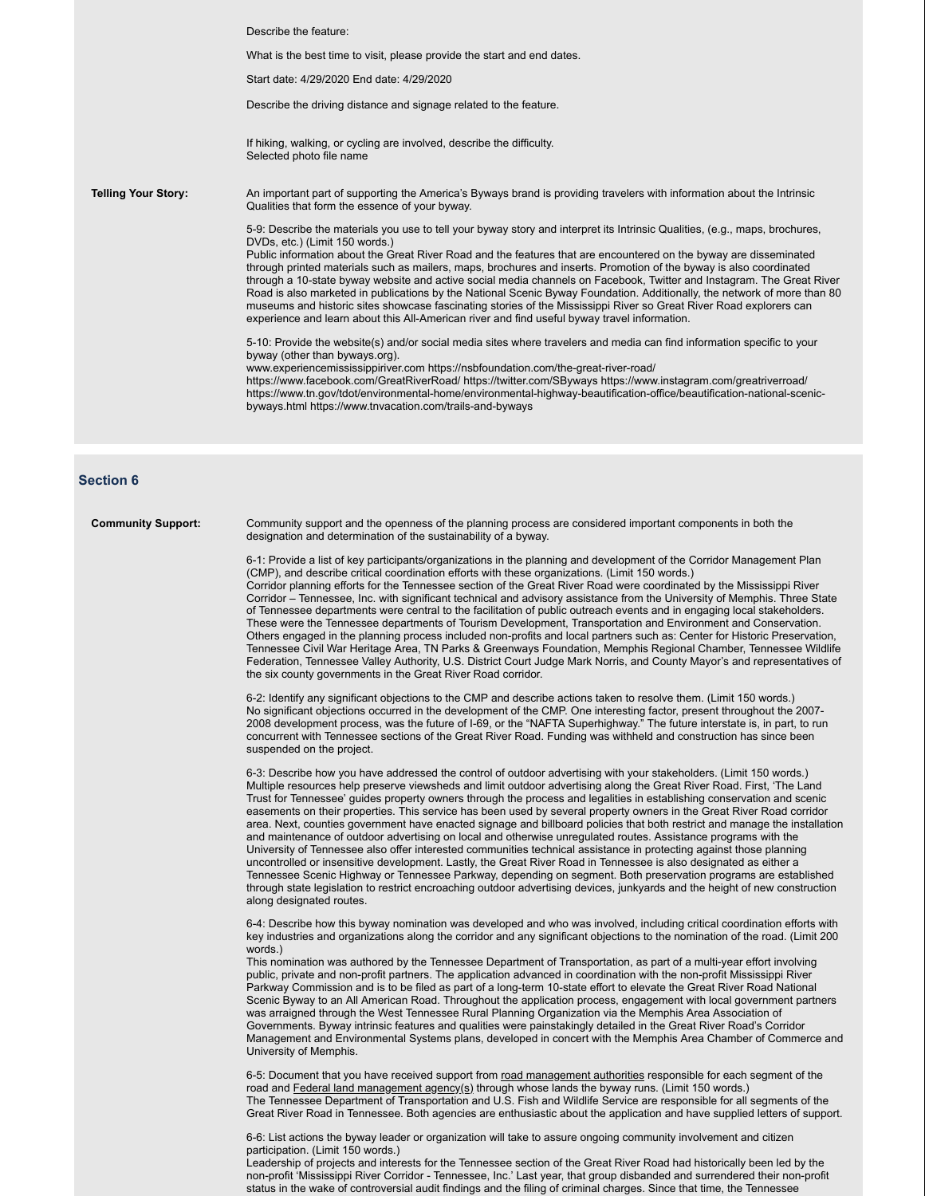Describe the feature:

What is the best time to visit, please provide the start and end dates.

Start date: 4/29/2020 End date: 4/29/2020

Describe the driving distance and signage related to the feature.

If hiking, walking, or cycling are involved, describe the difficulty.
Selected photo file name

**Telling Your Story:**

An important part of supporting the America's Byways brand is providing travelers with information about the Intrinsic Qualities that form the essence of your byway.

5-9: Describe the materials you use to tell your byway story and interpret its Intrinsic Qualities, (e.g., maps, brochures, DVDs, etc.) (Limit 150 words.)
Public information about the Great River Road and the features that are encountered on the byway are disseminated through printed materials such as mailers, maps, brochures and inserts. Promotion of the byway is also coordinated through a 10-state byway website and active social media channels on Facebook, Twitter and Instagram. The Great River Road is also marketed in publications by the National Scenic Byway Foundation. Additionally, the network of more than 80 museums and historic sites showcase fascinating stories of the Mississippi River so Great River Road explorers can experience and learn about this All-American river and find useful byway travel information.

5-10: Provide the website(s) and/or social media sites where travelers and media can find information specific to your byway (other than byways.org).
www.experiencemississippiriver.com https://nsbfoundation.com/the-great-river-road/ https://www.facebook.com/GreatRiverRoad/ https://twitter.com/SByways https://www.instagram.com/greatriverroad/ https://www.tn.gov/tdot/environmental-home/environmental-highway-beautification-office/beautification-national-scenic-byways.html https://www.tnvacation.com/trails-and-byways

## Section 6

**Community Support:**

Community support and the openness of the planning process are considered important components in both the designation and determination of the sustainability of a byway.

6-1: Provide a list of key participants/organizations in the planning and development of the Corridor Management Plan (CMP), and describe critical coordination efforts with these organizations. (Limit 150 words.)
Corridor planning efforts for the Tennessee section of the Great River Road were coordinated by the Mississippi River Corridor – Tennessee, Inc. with significant technical and advisory assistance from the University of Memphis. Three State of Tennessee departments were central to the facilitation of public outreach events and in engaging local stakeholders. These were the Tennessee departments of Tourism Development, Transportation and Environment and Conservation. Others engaged in the planning process included non-profits and local partners such as: Center for Historic Preservation, Tennessee Civil War Heritage Area, TN Parks & Greenways Foundation, Memphis Regional Chamber, Tennessee Wildlife Federation, Tennessee Valley Authority, U.S. District Court Judge Mark Norris, and County Mayor's and representatives of the six county governments in the Great River Road corridor.

6-2: Identify any significant objections to the CMP and describe actions taken to resolve them. (Limit 150 words.)
No significant objections occurred in the development of the CMP. One interesting factor, present throughout the 2007-2008 development process, was the future of I-69, or the "NAFTA Superhighway." The future interstate is, in part, to run concurrent with Tennessee sections of the Great River Road. Funding was withheld and construction has since been suspended on the project.

6-3: Describe how you have addressed the control of outdoor advertising with your stakeholders. (Limit 150 words.)
Multiple resources help preserve viewsheds and limit outdoor advertising along the Great River Road. First, 'The Land Trust for Tennessee' guides property owners through the process and legalities in establishing conservation and scenic easements on their properties. This service has been used by several property owners in the Great River Road corridor area. Next, counties government have enacted signage and billboard policies that both restrict and manage the installation and maintenance of outdoor advertising on local and otherwise unregulated routes. Assistance programs with the University of Tennessee also offer interested communities technical assistance in protecting against those planning uncontrolled or insensitive development. Lastly, the Great River Road in Tennessee is also designated as either a Tennessee Scenic Highway or Tennessee Parkway, depending on segment. Both preservation programs are established through state legislation to restrict encroaching outdoor advertising devices, junkyards and the height of new construction along designated routes.

6-4: Describe how this byway nomination was developed and who was involved, including critical coordination efforts with key industries and organizations along the corridor and any significant objections to the nomination of the road. (Limit 200 words.)
This nomination was authored by the Tennessee Department of Transportation, as part of a multi-year effort involving public, private and non-profit partners. The application advanced in coordination with the non-profit Mississippi River Parkway Commission and is to be filed as part of a long-term 10-state effort to elevate the Great River Road National Scenic Byway to an All American Road. Throughout the application process, engagement with local government partners was arraigned through the West Tennessee Rural Planning Organization via the Memphis Area Association of Governments. Byway intrinsic features and qualities were painstakingly detailed in the Great River Road's Corridor Management and Environmental Systems plans, developed in concert with the Memphis Area Chamber of Commerce and University of Memphis.

6-5: Document that you have received support from road management authorities responsible for each segment of the road and Federal land management agency(s) through whose lands the byway runs. (Limit 150 words.)
The Tennessee Department of Transportation and U.S. Fish and Wildlife Service are responsible for all segments of the Great River Road in Tennessee. Both agencies are enthusiastic about the application and have supplied letters of support.

6-6: List actions the byway leader or organization will take to assure ongoing community involvement and citizen participation. (Limit 150 words.)
Leadership of projects and interests for the Tennessee section of the Great River Road had historically been led by the non-profit 'Mississippi River Corridor - Tennessee, Inc.' Last year, that group disbanded and surrendered their non-profit status in the wake of controversial audit findings and the filing of criminal charges. Since that time, the Tennessee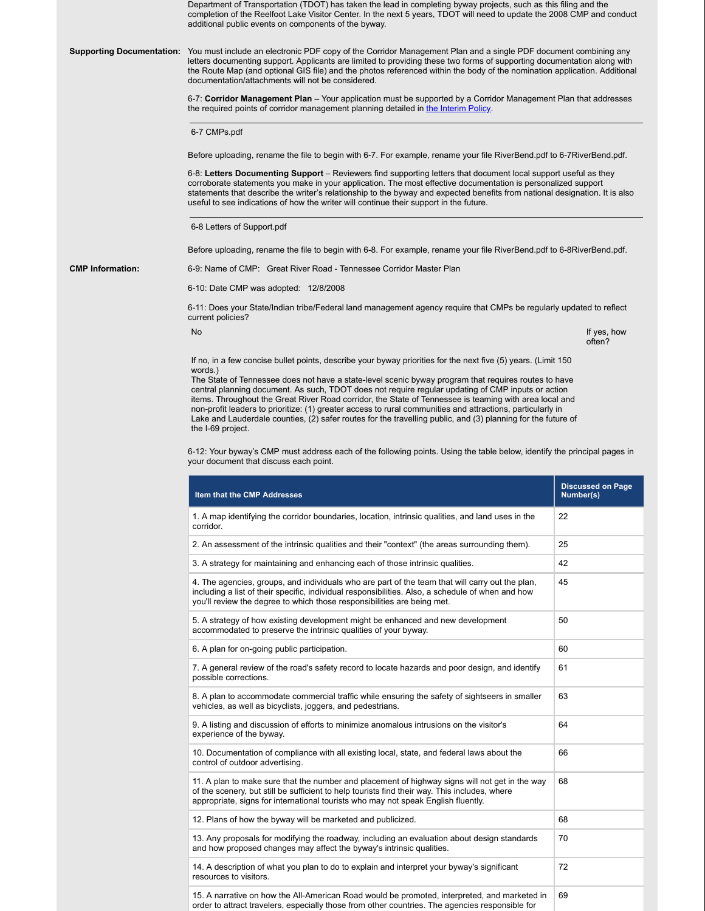Department of Transportation (TDOT) has taken the lead in completing byway projects, such as this filing and the completion of the Reelfoot Lake Visitor Center. In the next 5 years, TDOT will need to update the 2008 CMP and conduct additional public events on components of the byway.

**Supporting Documentation:** You must include an electronic PDF copy of the Corridor Management Plan and a single PDF document combining any letters documenting support. Applicants are limited to providing these two forms of supporting documentation along with the Route Map (and optional GIS file) and the photos referenced within the body of the nomination application. Additional documentation/attachments will not be considered.

6-7: **Corridor Management Plan** – Your application must be supported by a Corridor Management Plan that addresses the required points of corridor management planning detailed in the Interim Policy.

6-7 CMPs.pdf

Before uploading, rename the file to begin with 6-7. For example, rename your file RiverBend.pdf to 6-7RiverBend.pdf.

6-8: **Letters Documenting Support** – Reviewers find supporting letters that document local support useful as they corroborate statements you make in your application. The most effective documentation is personalized support statements that describe the writer's relationship to the byway and expected benefits from national designation. It is also useful to see indications of how the writer will continue their support in the future.

6-8 Letters of Support.pdf

Before uploading, rename the file to begin with 6-8. For example, rename your file RiverBend.pdf to 6-8RiverBend.pdf.

**CMP Information:**

6-9: Name of CMP: Great River Road - Tennessee Corridor Master Plan

6-10: Date CMP was adopted: 12/8/2008

6-11: Does your State/Indian tribe/Federal land management agency require that CMPs be regularly updated to reflect current policies?

No

If yes, how often?

If no, in a few concise bullet points, describe your byway priorities for the next five (5) years. (Limit 150 words.)
The State of Tennessee does not have a state-level scenic byway program that requires routes to have central planning document. As such, TDOT does not require regular updating of CMP inputs or action items. Throughout the Great River Road corridor, the State of Tennessee is teaming with area local and non-profit leaders to prioritize: (1) greater access to rural communities and attractions, particularly in Lake and Lauderdale counties, (2) safer routes for the travelling public, and (3) planning for the future of the I-69 project.

6-12: Your byway's CMP must address each of the following points. Using the table below, identify the principal pages in your document that discuss each point.

| Item that the CMP Addresses | Discussed on Page Number(s) |
|---|---|
| 1. A map identifying the corridor boundaries, location, intrinsic qualities, and land uses in the corridor. | 22 |
| 2. An assessment of the intrinsic qualities and their "context" (the areas surrounding them). | 25 |
| 3. A strategy for maintaining and enhancing each of those intrinsic qualities. | 42 |
| 4. The agencies, groups, and individuals who are part of the team that will carry out the plan, including a list of their specific, individual responsibilities. Also, a schedule of when and how you'll review the degree to which those responsibilities are being met. | 45 |
| 5. A strategy of how existing development might be enhanced and new development accommodated to preserve the intrinsic qualities of your byway. | 50 |
| 6. A plan for on-going public participation. | 60 |
| 7. A general review of the road's safety record to locate hazards and poor design, and identify possible corrections. | 61 |
| 8. A plan to accommodate commercial traffic while ensuring the safety of sightseers in smaller vehicles, as well as bicyclists, joggers, and pedestrians. | 63 |
| 9. A listing and discussion of efforts to minimize anomalous intrusions on the visitor's experience of the byway. | 64 |
| 10. Documentation of compliance with all existing local, state, and federal laws about the control of outdoor advertising. | 66 |
| 11. A plan to make sure that the number and placement of highway signs will not get in the way of the scenery, but still be sufficient to help tourists find their way. This includes, where appropriate, signs for international tourists who may not speak English fluently. | 68 |
| 12. Plans of how the byway will be marketed and publicized. | 68 |
| 13. Any proposals for modifying the roadway, including an evaluation about design standards and how proposed changes may affect the byway's intrinsic qualities. | 70 |
| 14. A description of what you plan to do to explain and interpret your byway's significant resources to visitors. | 72 |
| 15. A narrative on how the All-American Road would be promoted, interpreted, and marketed in order to attract travelers, especially those from other countries. The agencies responsible for | 69 |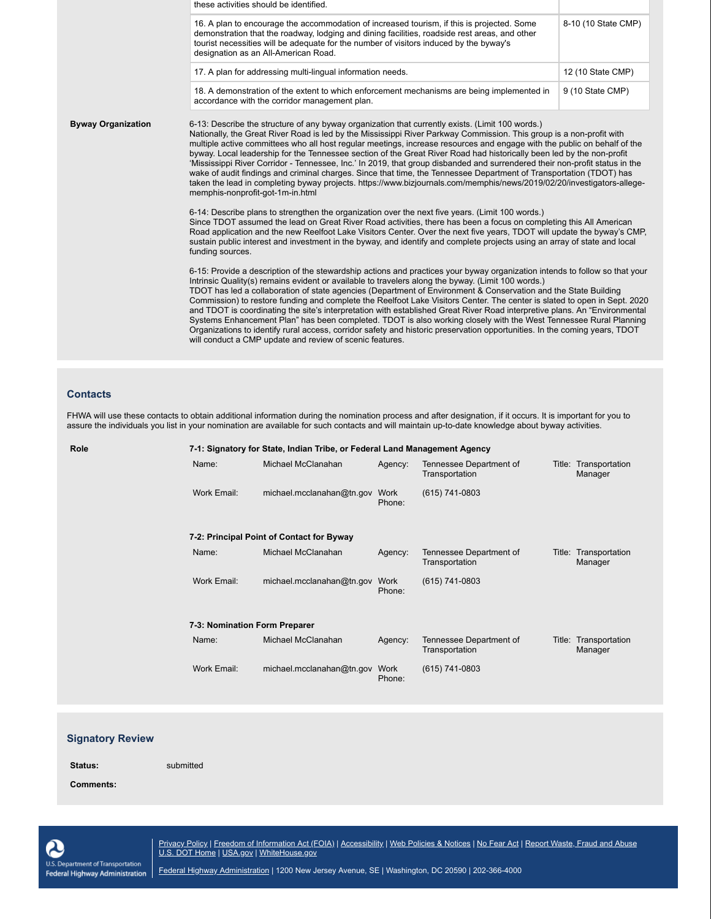| | |
|---|---|
| these activities should be identified. | |
| 16. A plan to encourage the accommodation of increased tourism, if this is projected. Some demonstration that the roadway, lodging and dining facilities, roadside rest areas, and other tourist necessities will be adequate for the number of visitors induced by the byway's designation as an All-American Road. | 8-10 (10 State CMP) |
| 17. A plan for addressing multi-lingual information needs. | 12 (10 State CMP) |
| 18. A demonstration of the extent to which enforcement mechanisms are being implemented in accordance with the corridor management plan. | 9 (10 State CMP) |

**Byway Organization**

6-13: Describe the structure of any byway organization that currently exists. (Limit 100 words.)
Nationally, the Great River Road is led by the Mississippi River Parkway Commission. This group is a non-profit with multiple active committees who all host regular meetings, increase resources and engage with the public on behalf of the byway. Local leadership for the Tennessee section of the Great River Road had historically been led by the non-profit 'Mississippi River Corridor - Tennessee, Inc.' In 2019, that group disbanded and surrendered their non-profit status in the wake of audit findings and criminal charges. Since that time, the Tennessee Department of Transportation (TDOT) has taken the lead in completing byway projects. https://www.bizjournals.com/memphis/news/2019/02/20/investigators-allege-memphis-nonprofit-got-1m-in.html

6-14: Describe plans to strengthen the organization over the next five years. (Limit 100 words.)
Since TDOT assumed the lead on Great River Road activities, there has been a focus on completing this All American Road application and the new Reelfoot Lake Visitors Center. Over the next five years, TDOT will update the byway's CMP, sustain public interest and investment in the byway, and identify and complete projects using an array of state and local funding sources.

6-15: Provide a description of the stewardship actions and practices your byway organization intends to follow so that your Intrinsic Quality(s) remains evident or available to travelers along the byway. (Limit 100 words.)
TDOT has led a collaboration of state agencies (Department of Environment & Conservation and the State Building Commission) to restore funding and complete the Reelfoot Lake Visitors Center. The center is slated to open in Sept. 2020 and TDOT is coordinating the site's interpretation with established Great River Road interpretive plans. An "Environmental Systems Enhancement Plan" has been completed. TDOT is also working closely with the West Tennessee Rural Planning Organizations to identify rural access, corridor safety and historic preservation opportunities. In the coming years, TDOT will conduct a CMP update and review of scenic features.

## Contacts

FHWA will use these contacts to obtain additional information during the nomination process and after designation, if it occurs. It is important for you to assure the individuals you list in your nomination are available for such contacts and will maintain up-to-date knowledge about byway activities.

**Role**

**7-1: Signatory for State, Indian Tribe, or Federal Land Management Agency**

| | | | | | |
|---|---|---|---|---|---|
| Name: | Michael McClanahan | Agency: | Tennessee Department of Transportation | Title: | Transportation Manager |
| Work Email: | michael.mcclanahan@tn.gov | Work Phone: | (615) 741-0803 | | |

**7-2: Principal Point of Contact for Byway**

| | | | | | |
|---|---|---|---|---|---|
| Name: | Michael McClanahan | Agency: | Tennessee Department of Transportation | Title: | Transportation Manager |
| Work Email: | michael.mcclanahan@tn.gov | Work Phone: | (615) 741-0803 | | |

**7-3: Nomination Form Preparer**

| | | | | | |
|---|---|---|---|---|---|
| Name: | Michael McClanahan | Agency: | Tennessee Department of Transportation | Title: | Transportation Manager |
| Work Email: | michael.mcclanahan@tn.gov | Work Phone: | (615) 741-0803 | | |

## Signatory Review

**Status:** submitted

**Comments:**